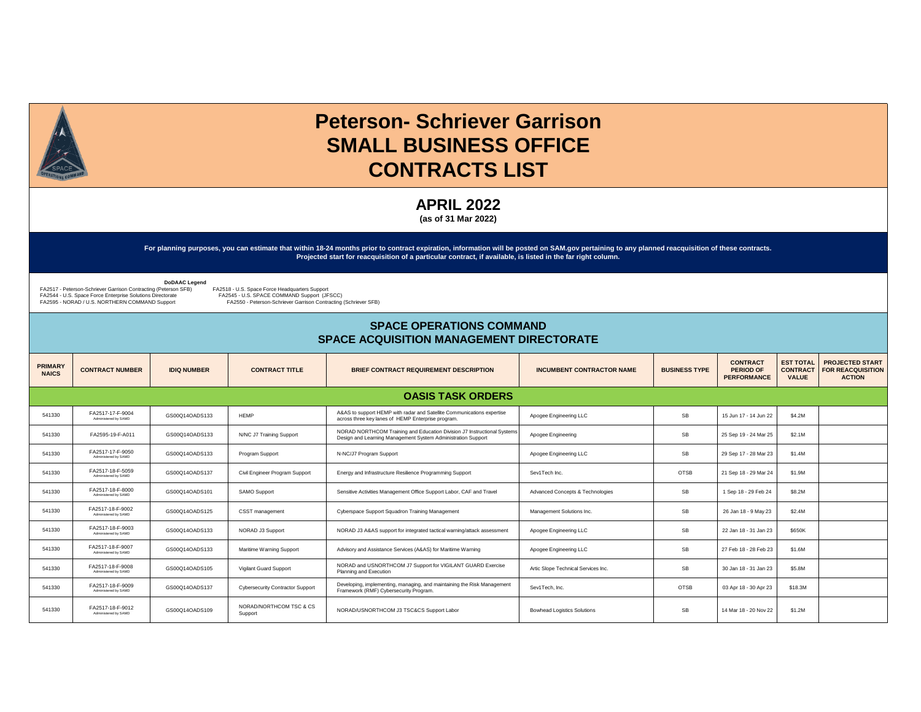# Peterson- Schriever Garrison
# SMALL BUSINESS OFFICE
# CONTRACTS LIST

## APRIL 2022
**(as of 31 Mar 2022)**

**For planning purposes, you can estimate that within 18-24 months prior to contract expiration, information will be posted on SAM.gov pertaining to any planned reacquisition of these contracts. Projected start for reacquisition of a particular contract, if available, is listed in the far right column.**

**DoDAAC Legend**

FA2517 - Peterson-Schriever Garrison Contracting (Peterson SFB)
FA2544 - U.S. Space Force Enterprise Solutions Directorate
FA2595 - NORAD / U.S. NORTHERN COMMAND Support
FA2518 - U.S. Space Force Headquarters Support
FA2545 - U.S. SPACE COMMAND Support (JFSCC)
FA2550 - Peterson-Schriever Garrison Contracting (Schriever SFB)

## SPACE OPERATIONS COMMAND
## SPACE ACQUISITION MANAGEMENT DIRECTORATE

| PRIMARY NAICS | CONTRACT NUMBER | IDIQ NUMBER | CONTRACT TITLE | BRIEF CONTRACT REQUIREMENT DESCRIPTION | INCUMBENT CONTRACTOR NAME | BUSINESS TYPE | CONTRACT PERIOD OF PERFORMANCE | EST TOTAL CONTRACT VALUE | PROJECTED START FOR REACQUISITION ACTION |
|---|---|---|---|---|---|---|---|---|---|
| **OASIS TASK ORDERS** | | | | | | | | | |
| 541330 | FA2517-17-F-9004 Administered by SAMD | GS00Q14OADS133 | HEMP | A&AS to support HEMP with radar and Satellite Communications expertise across three key lanes of HEMP Enterprise program. | Apogee Engineering LLC | SB | 15 Jun 17 - 14 Jun 22 | $4.2M | |
| 541330 | FA2595-19-F-A011 | GS00Q14OADS133 | N/NC J7 Training Support | NORAD NORTHCOM Training and Education Division J7 Instructional Systems Design and Learning Management System Administration Support | Apogee Engineering | SB | 25 Sep 19 - 24 Mar 25 | $2.1M | |
| 541330 | FA2517-17-F-9050 Administered by SAMD | GS00Q14OADS133 | Program Support | N-NC/J7 Program Support | Apogee Engineering LLC | SB | 29 Sep 17 - 28 Mar 23 | $1.4M | |
| 541330 | FA2517-18-F-5059 Administered by SAMD | GS00Q14OADS137 | Civil Engineer Program Support | Energy and Infrastructure Resilience Programming Support | Sev1Tech Inc. | OTSB | 21 Sep 18 - 29 Mar 24 | $1.9M | |
| 541330 | FA2517-18-F-8000 Administered by SAMD | GS00Q14OADS101 | SAMO Support | Sensitive Activities Management Office Support Labor, CAF and Travel | Advanced Concepts & Technologies | SB | 1 Sep 18 - 29 Feb 24 | $8.2M | |
| 541330 | FA2517-18-F-9002 Administered by SAMD | GS00Q14OADS125 | CSST management | Cyberspace Support Squadron Training Management | Management Solutions Inc. | SB | 26 Jan 18 - 9 May 23 | $2.4M | |
| 541330 | FA2517-18-F-9003 Administered by SAMD | GS00Q14OADS133 | NORAD J3 Support | NORAD J3 A&AS support for integrated tactical warning/attack assessment | Apogee Engineering LLC | SB | 22 Jan 18 - 31 Jan 23 | $650K | |
| 541330 | FA2517-18-F-9007 Administered by SAMD | GS00Q14OADS133 | Maritime Warning Support | Advisory and Assistance Services (A&AS) for Maritime Warning | Apogee Engineering LLC | SB | 27 Feb 18 - 28 Feb 23 | $1.6M | |
| 541330 | FA2517-18-F-9008 Administered by SAMD | GS00Q14OADS105 | Vigilant Guard Support | NORAD and USNORTHCOM J7 Support for VIGILANT GUARD Exercise Planning and Execution | Artic Slope Technical Services Inc. | SB | 30 Jan 18 - 31 Jan 23 | $5.8M | |
| 541330 | FA2517-18-F-9009 Administered by SAMD | GS00Q14OADS137 | Cybersecurity Contractor Support | Developing, implementing, managing, and maintaining the Risk Management Framework (RMF) Cybersecurity Program. | Sev1Tech, Inc. | OTSB | 03 Apr 18 - 30 Apr 23 | $18.3M | |
| 541330 | FA2517-18-F-9012 Administered by SAMD | GS00Q14OADS109 | NORAD/NORTHCOM TSC & CS Support | NORAD/USNORTHCOM J3 TSC&CS Support Labor | Bowhead Logistics Solutions | SB | 14 Mar 18 - 20 Nov 22 | $1.2M | |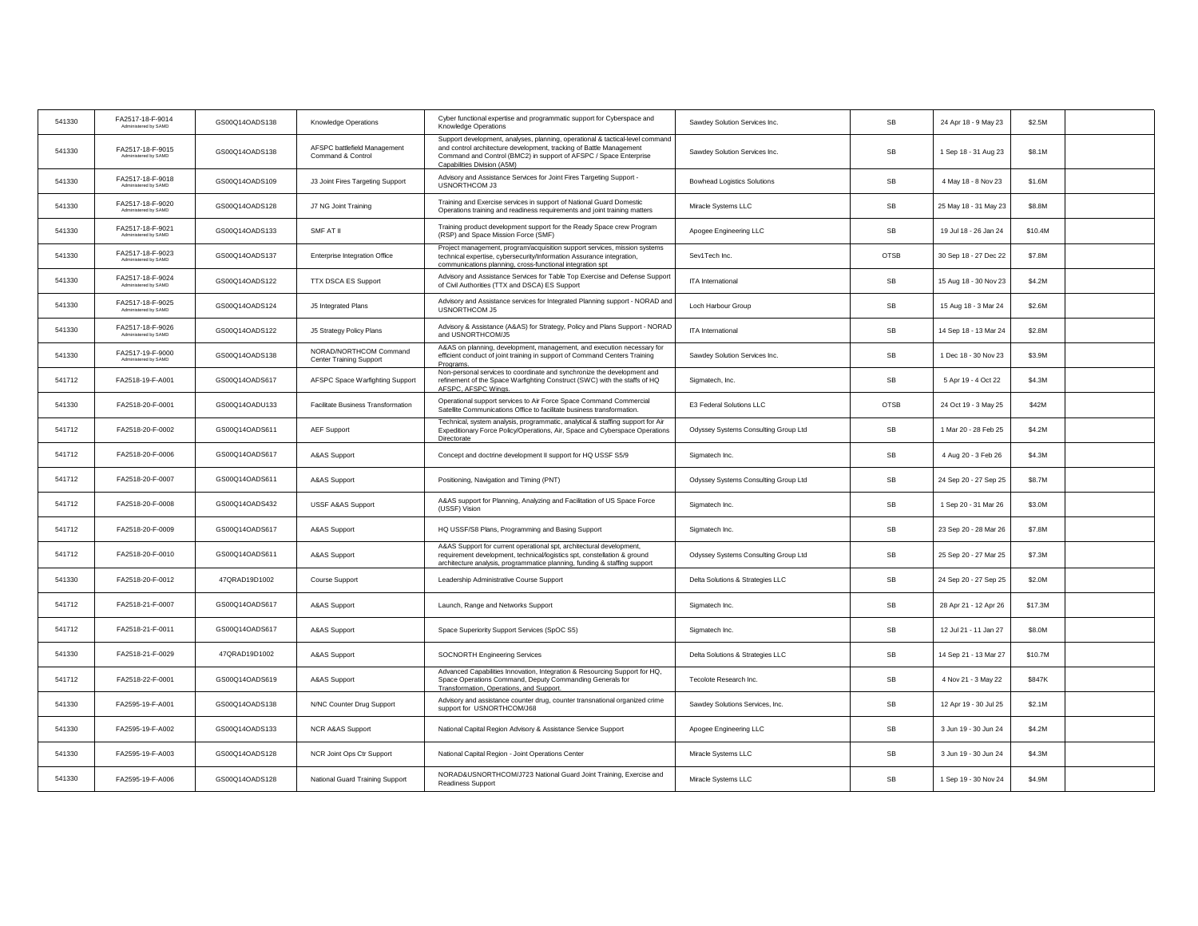| | | | | | | | | | |
|---|---|---|---|---|---|---|---|---|---|
| 541330 | FA2517-18-F-9014 Administered by SAMD | GS00Q14OADS138 | Knowledge Operations | Cyber functional expertise and programmatic support for Cyberspace and Knowledge Operations | Sawdey Solution Services Inc. | SB | 24 Apr 18 - 9 May 23 | $2.5M | |
| 541330 | FA2517-18-F-9015 Administered by SAMD | GS00Q14OADS138 | AFSPC battlefield Management Command & Control | Support development, analyses, planning, operational & tactical-level command and control architecture development, tracking of Battle Management Command and Control (BMC2) in support of AFSPC / Space Enterprise Capabilities Division (A5M) | Sawdey Solution Services Inc. | SB | 1 Sep 18 - 31 Aug 23 | $8.1M | |
| 541330 | FA2517-18-F-9018 Administered by SAMD | GS00Q14OADS109 | J3 Joint Fires Targeting Support | Advisory and Assistance Services for Joint Fires Targeting Support - USNORTHCOM J3 | Bowhead Logistics Solutions | SB | 4 May 18 - 8 Nov 23 | $1.6M | |
| 541330 | FA2517-18-F-9020 Administered by SAMD | GS00Q14OADS128 | J7 NG Joint Training | Training and Exercise services in support of National Guard Domestic Operations training and readiness requirements and joint training matters | Miracle Systems LLC | SB | 25 May 18 - 31 May 23 | $8.8M | |
| 541330 | FA2517-18-F-9021 Administered by SAMD | GS00Q14OADS133 | SMF AT II | Training product development support for the Ready Space crew Program (RSP) and Space Mission Force (SMF) | Apogee Engineering LLC | SB | 19 Jul 18 - 26 Jan 24 | $10.4M | |
| 541330 | FA2517-18-F-9023 Administered by SAMD | GS00Q14OADS137 | Enterprise Integration Office | Project management, program/acquisition support services, mission systems technical expertise, cybersecurity/Information Assurance integration, communications planning, cross-functional integration spt | Sev1Tech Inc. | OTSB | 30 Sep 18 - 27 Dec 22 | $7.8M | |
| 541330 | FA2517-18-F-9024 Administered by SAMD | GS00Q14OADS122 | TTX DSCA ES Support | Advisory and Assistance Services for Table Top Exercise and Defense Support of Civil Authorities (TTX and DSCA) ES Support | ITA International | SB | 15 Aug 18 - 30 Nov 23 | $4.2M | |
| 541330 | FA2517-18-F-9025 Administered by SAMD | GS00Q14OADS124 | J5 Integrated Plans | Advisory and Assistance services for Integrated Planning support - NORAD and USNORTHCOM J5 | Loch Harbour Group | SB | 15 Aug 18 - 3 Mar 24 | $2.6M | |
| 541330 | FA2517-18-F-9026 Administered by SAMD | GS00Q14OADS122 | J5 Strategy Policy Plans | Advisory & Assistance (A&AS) for Strategy, Policy and Plans Support - NORAD and USNORTHCOM/J5 | ITA International | SB | 14 Sep 18 - 13 Mar 24 | $2.8M | |
| 541330 | FA2517-19-F-9000 Administered by SAMD | GS00Q14OADS138 | NORAD/NORTHCOM Command Center Training Support | A&AS on planning, development, management, and execution necessary for efficient conduct of joint training in support of Command Centers Training Programs. | Sawdey Solution Services Inc. | SB | 1 Dec 18 - 30 Nov 23 | $3.9M | |
| 541712 | FA2518-19-F-A001 | GS00Q14OADS617 | AFSPC Space Warfighting Support | Non-personal services to coordinate and synchronize the development and refinement of the Space Warfighting Construct (SWC) with the staffs of HQ AFSPC, AFSPC Wings. | Sigmatech, Inc. | SB | 5 Apr 19 - 4 Oct 22 | $4.3M | |
| 541330 | FA2518-20-F-0001 | GS00Q14OADU133 | Facilitate Business Transformation | Operational support services to Air Force Space Command Commercial Satellite Communications Office to facilitate business transformation. | E3 Federal Solutions LLC | OTSB | 24 Oct 19 - 3 May 25 | $42M | |
| 541712 | FA2518-20-F-0002 | GS00Q14OADS611 | AEF Support | Technical, system analysis, programmatic, analytical & staffing support for Air Expeditionary Force Policy/Operations, Air, Space and Cyberspace Operations Directorate | Odyssey Systems Consulting Group Ltd | SB | 1 Mar 20 - 28 Feb 25 | $4.2M | |
| 541712 | FA2518-20-F-0006 | GS00Q14OADS617 | A&AS Support | Concept and doctrine development II support for HQ USSF S5/9 | Sigmatech Inc. | SB | 4 Aug 20 - 3 Feb 26 | $4.3M | |
| 541712 | FA2518-20-F-0007 | GS00Q14OADS611 | A&AS Support | Positioning, Navigation and Timing (PNT) | Odyssey Systems Consulting Group Ltd | SB | 24 Sep 20 - 27 Sep 25 | $8.7M | |
| 541712 | FA2518-20-F-0008 | GS00Q14OADS432 | USSF A&AS Support | A&AS support for Planning, Analyzing and Facilitation of US Space Force (USSF) Vision | Sigmatech Inc. | SB | 1 Sep 20 - 31 Mar 26 | $3.0M | |
| 541712 | FA2518-20-F-0009 | GS00Q14OADS617 | A&AS Support | HQ USSF/S8 Plans, Programming and Basing Support | Sigmatech Inc. | SB | 23 Sep 20 - 28 Mar 26 | $7.8M | |
| 541712 | FA2518-20-F-0010 | GS00Q14OADS611 | A&AS Support | A&AS Support for current operational spt, architectural development, requirement development, technical/logistics spt, constellation & ground architecture analysis, programmatice planning, funding & staffing support | Odyssey Systems Consulting Group Ltd | SB | 25 Sep 20 - 27 Mar 25 | $7.3M | |
| 541330 | FA2518-20-F-0012 | 47QRAD19D1002 | Course Support | Leadership Administrative Course Support | Delta Solutions & Strategies LLC | SB | 24 Sep 20 - 27 Sep 25 | $2.0M | |
| 541712 | FA2518-21-F-0007 | GS00Q14OADS617 | A&AS Support | Launch, Range and Networks Support | Sigmatech Inc. | SB | 28 Apr 21 - 12 Apr 26 | $17.3M | |
| 541712 | FA2518-21-F-0011 | GS00Q14OADS617 | A&AS Support | Space Superiority Support Services (SpOC S5) | Sigmatech Inc. | SB | 12 Jul 21 - 11 Jan 27 | $8.0M | |
| 541330 | FA2518-21-F-0029 | 47QRAD19D1002 | A&AS Support | SOCNORTH Engineering Services | Delta Solutions & Strategies LLC | SB | 14 Sep 21 - 13 Mar 27 | $10.7M | |
| 541712 | FA2518-22-F-0001 | GS00Q14OADS619 | A&AS Support | Advanced Capabilities Innovation, Integration & Resourcing Support for HQ, Space Operations Command, Deputy Commanding Generals for Transformation, Operations, and Support. | Tecolote Research Inc. | SB | 4 Nov 21 - 3 May 22 | $847K | |
| 541330 | FA2595-19-F-A001 | GS00Q14OADS138 | N/NC Counter Drug Support | Advisory and assistance counter drug, counter transnational organized crime support for USNORTHCOM/J68 | Sawdey Solutions Services, Inc. | SB | 12 Apr 19 - 30 Jul 25 | $2.1M | |
| 541330 | FA2595-19-F-A002 | GS00Q14OADS133 | NCR A&AS Support | National Capital Region Advisory & Assistance Service Support | Apogee Engineering LLC | SB | 3 Jun 19 - 30 Jun 24 | $4.2M | |
| 541330 | FA2595-19-F-A003 | GS00Q14OADS128 | NCR Joint Ops Ctr Support | National Capital Region - Joint Operations Center | Miracle Systems LLC | SB | 3 Jun 19 - 30 Jun 24 | $4.3M | |
| 541330 | FA2595-19-F-A006 | GS00Q14OADS128 | National Guard Training Support | NORAD&USNORTHCOM/J723 National Guard Joint Training, Exercise and Readiness Support | Miracle Systems LLC | SB | 1 Sep 19 - 30 Nov 24 | $4.9M | |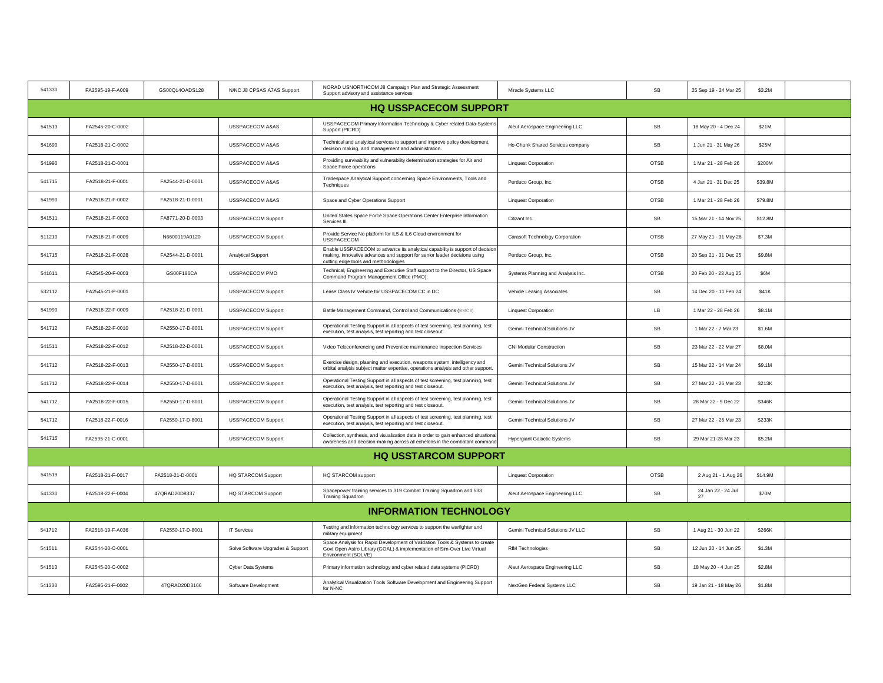| | | | | | | | | | |
|---|---|---|---|---|---|---|---|---|---|
| 541330 | FA2595-19-F-A009 | GS00Q14OADS128 | N/NC J8 CPSAS A7AS Support | NORAD USNORTHCOM J8 Campaign Plan and Strategic Assessment Support advisory and assistance services | Miracle Systems LLC | SB | 25 Sep 19 - 24 Mar 25 | $3.2M | |
| **HQ USSPACECOM SUPPORT** | | | | | | | | | |
| 541513 | FA2545-20-C-0002 | | USSPACECOM A&AS | USSPACECOM Primary Information Technology & Cyber related Data-Systems Support (PICRD) | Aleut Aerospace Engineering LLC | SB | 18 May 20 - 4 Dec 24 | $21M | |
| 541690 | FA2518-21-C-0002 | | USSPACECOM A&AS | Technical and analytical services to support and improve policy development, decision making, and management and administration. | Ho-Chunk Shared Services company | SB | 1 Jun 21 - 31 May 26 | $25M | |
| 541990 | FA2518-21-D-0001 | | USSPACECOM A&AS | Providing survivability and vulnerability determination strategies for Air and Space Force operations | Linquest Corporation | OTSB | 1 Mar 21 - 28 Feb 26 | $200M | |
| 541715 | FA2518-21-F-0001 | FA2544-21-D-0001 | USSPACECOM A&AS | Tradespace Analytical Support concerning Space Environments, Tools and Techniques | Perduco Group, Inc. | OTSB | 4 Jan 21 - 31 Dec 25 | $39.8M | |
| 541990 | FA2518-21-F-0002 | FA2518-21-D-0001 | USSPACECOM A&AS | Space and Cyber Operations Support | Linquest Corporation | OTSB | 1 Mar 21 - 28 Feb 26 | $79.8M | |
| 541511 | FA2518-21-F-0003 | FA8771-20-D-0003 | USSPACECOM Support | United States Space Force Space Operations Center Enterprise Information Services III | Citizant Inc. | SB | 15 Mar 21 - 14 Nov 25 | $12.8M | |
| 511210 | FA2518-21-F-0009 | N6600119A0120 | USSPACECOM Support | Provide Service No platform for IL5 & IL6 Cloud environment for USSPACECOM | Carasoft Technology Corporation | OTSB | 27 May 21 - 31 May 26 | $7.3M | |
| 541715 | FA2518-21-F-0028 | FA2544-21-D-0001 | Analytical Support | Enable USSPACECOM to advance its analytical capability is support of decision making, innovative advances and support for senior leader decisions using cutting edge tools and methodologies | Perduco Group, Inc. | OTSB | 20 Sep 21 - 31 Dec 25 | $9.8M | |
| 541611 | FA2545-20-F-0003 | GS00F186CA | USSPACECOM PMO | Technical, Engineering and Executive Staff support to the Director, US Space Command Program Management Office (PMO). | Systems Planning and Analysis Inc. | OTSB | 20 Feb 20 - 23 Aug 25 | $6M | |
| 532112 | FA2545-21-P-0001 | | USSPACECOM Support | Lease Class IV Vehicle for USSPACECOM CC in DC | Vehicle Leasing Associates | SB | 14 Dec 20 - 11 Feb 24 | $41K | |
| 541990 | FA2518-22-F-0009 | FA2518-21-D-0001 | USSPACECOM Support | Battle Management Command, Control and Communications (BMC3) | Linquest Corporation | LB | 1 Mar 22 - 28 Feb 26 | $8.1M | |
| 541712 | FA2518-22-F-0010 | FA2550-17-D-8001 | USSPACECOM Support | Operational Testing Support in all aspects of test screening, test planning, test execution, test analysis, test reporting and test closeout. | Gemini Technical Solutions JV | SB | 1 Mar 22 - 7 Mar 23 | $1.6M | |
| 541511 | FA2518-22-F-0012 | FA2518-22-D-0001 | USSPACECOM Support | Video Teleconferencing and Preventice maintenance Inspection Services | CNI Modular Construction | SB | 23 Mar 22 - 22 Mar 27 | $8.0M | |
| 541712 | FA2518-22-F-0013 | FA2550-17-D-8001 | USSPACECOM Support | Exercise design, plaaning and execution, weapons system, intelligency and orbital analysis subject matter expertise, operations analysis and other support. | Gemini Technical Solutions JV | SB | 15 Mar 22 - 14 Mar 24 | $9.1M | |
| 541712 | FA2518-22-F-0014 | FA2550-17-D-8001 | USSPACECOM Support | Operational Testing Support in all aspects of test screening, test planning, test execution, test analysis, test reporting and test closeout. | Gemini Technical Solutions JV | SB | 27 Mar 22 - 26 Mar 23 | $213K | |
| 541712 | FA2518-22-F-0015 | FA2550-17-D-8001 | USSPACECOM Support | Operational Testing Support in all aspects of test screening, test planning, test execution, test analysis, test reporting and test closeout. | Gemini Technical Solutions JV | SB | 28 Mar 22 - 9 Dec 22 | $346K | |
| 541712 | FA2518-22-F-0016 | FA2550-17-D-8001 | USSPACECOM Support | Operational Testing Support in all aspects of test screening, test planning, test execution, test analysis, test reporting and test closeout. | Gemini Technical Solutions JV | SB | 27 Mar 22 - 26 Mar 23 | $233K | |
| 541715 | FA2595-21-C-0001 | | USSPACECOM Support | Collection, synthesis, and visualization data in order to gain enhanced situational awareness and decision-making across all echelons in the combatant command | Hypergiant Galactic Systems | SB | 29 Mar 21-28 Mar 23 | $5.2M | |
| **HQ USSTARCOM SUPPORT** | | | | | | | | | |
| 541519 | FA2518-21-F-0017 | FA2518-21-D-0001 | HQ STARCOM Support | HQ STARCOM support | Linquest Corporation | OTSB | 2 Aug 21 - 1 Aug 26 | $14.9M | |
| 541330 | FA2518-22-F-0004 | 47QRAD20D8337 | HQ STARCOM Support | Spacepower training services to 319 Combat Training Squadron and 533 Training Squadron | Aleut Aerospace Engineering LLC | SB | 24 Jan 22 - 24 Jul 27 | $70M | |
| **INFORMATION TECHNOLOGY** | | | | | | | | | |
| 541712 | FA2518-19-F-A036 | FA2550-17-D-8001 | IT Services | Testing and information technology services to support the warfighter and military equipment | Gemini Technical Solutions JV LLC | SB | 1 Aug 21 - 30 Jun 22 | $266K | |
| 541511 | FA2544-20-C-0001 | | Solve Software Upgrades & Support | Space Analysis for Rapid Development of Validation Tools & Systems to create Govt Open Astro Library (GOAL) & implementation of Sim-Over Live Virtual Environment (SOLVE) | RIM Technologies | SB | 12 Jun 20 - 14 Jun 25 | $1.3M | |
| 541513 | FA2545-20-C-0002 | | Cyber Data Systems | Primary information technology and cyber related data systems (PICRD) | Aleut Aerospace Engineering LLC | SB | 18 May 20 - 4 Jun 25 | $2.8M | |
| 541330 | FA2595-21-F-0002 | 47QRAD20D3166 | Software Development | Analytical Visualization Tools Software Development and Engineering Support for N-NC | NextGen Federal Systems LLC | SB | 19 Jan 21 - 18 May 26 | $1.8M | |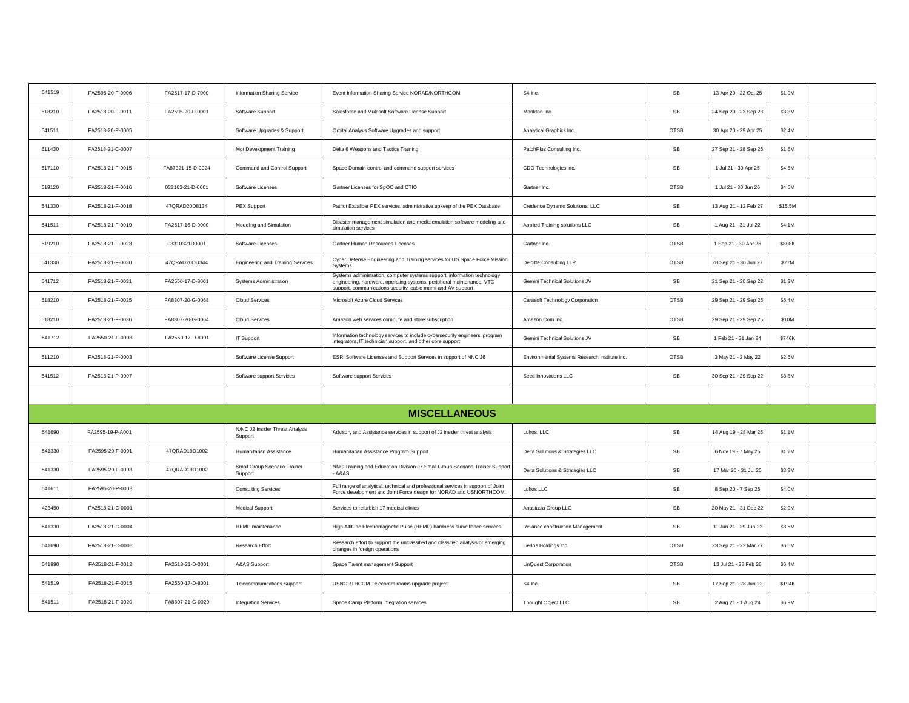| | | | | | | | | | |
|---|---|---|---|---|---|---|---|---|---|
| 541519 | FA2595-20-F-0006 | FA2517-17-D-7000 | Information Sharing Service | Event Information Sharing Service NORAD/NORTHCOM | S4 Inc. | SB | 13 Apr 20 - 22 Oct 25 | $1.9M | |
| 518210 | FA2518-20-F-0011 | FA2595-20-D-0001 | Software Support | Salesforce and Mulesoft Software License Support | Monkton Inc. | SB | 24 Sep 20 - 23 Sep 23 | $3.3M | |
| 541511 | FA2518-20-P-0005 | | Software Upgrades & Support | Orbital Analysis Software Upgrades and support | Analytical Graphics Inc. | OTSB | 30 Apr 20 - 29 Apr 25 | $2.4M | |
| 611430 | FA2518-21-C-0007 | | Mgt Development Training | Delta 6 Weapons and Tactics Training | PatchPlus Consulting Inc. | SB | 27 Sep 21 - 28 Sep 26 | $1.6M | |
| 517110 | FA2518-21-F-0015 | FA87321-15-D-0024 | Command and Control Support | Space Domain control and command support services | CDO Technologies Inc. | SB | 1 Jul 21 - 30 Apr 25 | $4.5M | |
| 519120 | FA2518-21-F-0016 | 033103-21-D-0001 | Software Licenses | Gartner Licenses for SpOC and CTIO | Gartner Inc. | OTSB | 1 Jul 21 - 30 Jun 26 | $4.6M | |
| 541330 | FA2518-21-F-0018 | 47QRAD20D8134 | PEX Support | Patriot Excaliber PEX services, administrative upkeep of the PEX Database | Credence Dynamo Solutions, LLC | SB | 13 Aug 21 - 12 Feb 27 | $15.5M | |
| 541511 | FA2518-21-F-0019 | FA2517-16-D-9000 | Modeling and Simulation | Disaster management simulation and media emulation software modeling and simulation services | Applied Training solutions LLC | SB | 1 Aug 21 - 31 Jul 22 | $4.1M | |
| 519210 | FA2518-21-F-0023 | 03310321D0001 | Software Licenses | Gartner Human Resources Licenses | Gartner Inc. | OTSB | 1 Sep 21 - 30 Apr 26 | $808K | |
| 541330 | FA2518-21-F-0030 | 47QRAD20DU344 | Engineering and Training Services | Cyber Defense Engineering and Training services for US Space Force Mission Systems | Deloitte Consulting LLP | OTSB | 28 Sep 21 - 30 Jun 27 | $77M | |
| 541712 | FA2518-21-F-0031 | FA2550-17-D-8001 | Systems Administration | Systems administration, computer systems support, information technology engineering, hardware, operating systems, peripheral maintenance, VTC support, communications security, cable mgmt and AV support | Gemini Technical Solutions JV | SB | 21 Sep 21 - 20 Sep 22 | $1.3M | |
| 518210 | FA2518-21-F-0035 | FA8307-20-G-0068 | Cloud Services | Microsoft Azure Cloud Services | Carasoft Technology Corporation | OTSB | 29 Sep 21 - 29 Sep 25 | $6.4M | |
| 518210 | FA2518-21-F-0036 | FA8307-20-G-0064 | Cloud Services | Amazon web services compute and store subscription | Amazon.Com Inc. | OTSB | 29 Sep 21 - 29 Sep 25 | $10M | |
| 541712 | FA2550-21-F-0008 | FA2550-17-D-8001 | IT Support | Information technology services to include cybersecurity engineers, program integrators, IT technician support, and other core support | Gemini Technical Solutions JV | SB | 1 Feb 21 - 31 Jan 24 | $746K | |
| 511210 | FA2518-21-P-0003 | | Software License Support | ESRI Software Licenses and Support Services in support of NNC J6 | Environmental Systems Research Institute Inc. | OTSB | 3 May 21 - 2 May 22 | $2.6M | |
| 541512 | FA2518-21-P-0007 | | Software support Services | Software support Services | Seed Innovations LLC | SB | 30 Sep 21 - 29 Sep 22 | $3.8M | |
| | | | | | | | | | |
| | | | | **MISCELLANEOUS** | | | | | |
| 541690 | FA2595-19-P-A001 | | N/NC J2 Insider Threat Analysis Support | Advisory and Assistance services in support of J2 insider threat analysis | Lukos, LLC | SB | 14 Aug 19 - 28 Mar 25 | $1.1M | |
| 541330 | FA2595-20-F-0001 | 47QRAD19D1002 | Humanitarian Assistance | Humanitarian Assistance Program Support | Delta Solutions & Strategies LLC | SB | 6 Nov 19 - 7 May 25 | $1.2M | |
| 541330 | FA2595-20-F-0003 | 47QRAD19D1002 | Small Group Scenario Trainer Support | NNC Training and Education Division J7 Small Group Scenario Trainer Support - A&AS | Delta Solutions & Strategies LLC | SB | 17 Mar 20 - 31 Jul 25 | $3.3M | |
| 541611 | FA2595-20-P-0003 | | Consulting Services | Full range of analytical, technical and professional services in support of Joint Force development and Joint Force design for NORAD and USNORTHCOM. | Lukos LLC | SB | 8 Sep 20 - 7 Sep 25 | $4.0M | |
| 423450 | FA2518-21-C-0001 | | Medical Support | Services to refurbish 17 medical clinics | Anastasia Group LLC | SB | 20 May 21 - 31 Dec 22 | $2.0M | |
| 541330 | FA2518-21-C-0004 | | HEMP maintenance | High Altitude Electromagnetic Pulse (HEMP) hardness surveillance services | Reliance construction Management | SB | 30 Jun 21 - 29 Jun 23 | $3.5M | |
| 541690 | FA2518-21-C-0006 | | Research Effort | Research effort to support the unclassified and classified analysis or emerging changes in foreign operations | Liedos Holdings Inc. | OTSB | 23 Sep 21 - 22 Mar 27 | $6.5M | |
| 541990 | FA2518-21-F-0012 | FA2518-21-D-0001 | A&AS Support | Space Talent management Support | LinQuest Corporation | OTSB | 13 Jul 21 - 28 Feb 26 | $6.4M | |
| 541519 | FA2518-21-F-0015 | FA2550-17-D-8001 | Telecommunications Support | USNORTHCOM Telecomm rooms upgrade project | S4 Inc. | SB | 17 Sep 21 - 28 Jun 22 | $194K | |
| 541511 | FA2518-21-F-0020 | FA8307-21-G-0020 | Integration Services | Space Camp Platform integration services | Thought Object LLC | SB | 2 Aug 21 - 1 Aug 24 | $6.9M | |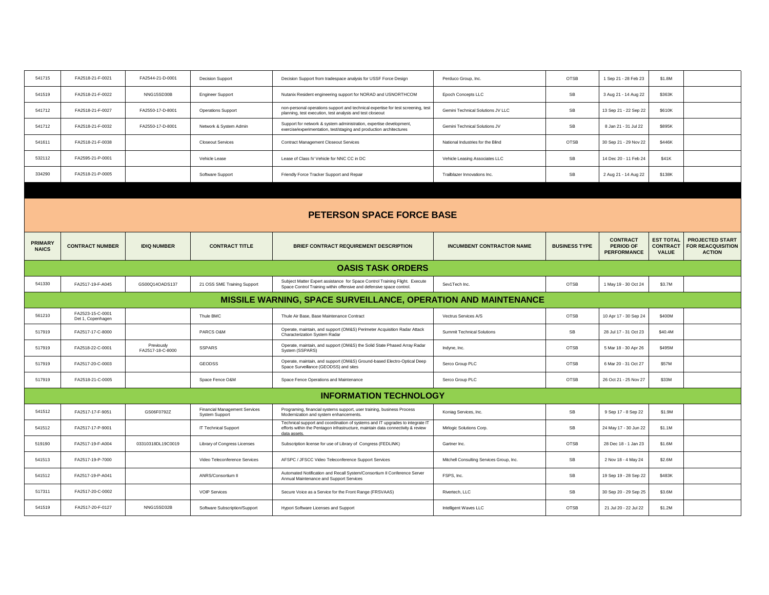| | | | | | | | | | |
|---|---|---|---|---|---|---|---|---|---|
| 541715 | FA2518-21-F-0021 | FA2544-21-D-0001 | Decision Support | Decision Support from tradespace analysis for USSF Force Design | Perduco Group, Inc. | OTSB | 1 Sep 21 - 28 Feb 23 | $1.8M | |
| 541519 | FA2518-21-F-0022 | NNG15SD30B | Engineer Support | Nutanix Resident engineering support for NORAD and USNORTHCOM | Epoch Concepts LLC | SB | 3 Aug 21 - 14 Aug 22 | $363K | |
| 541712 | FA2518-21-F-0027 | FA2550-17-D-8001 | Operations Support | non-personal operations support and technical expertise for test screening, test planning, test execution, test analysis and test closeout | Gemini Technical Solutions JV LLC | SB | 13 Sep 21 - 22 Sep 22 | $610K | |
| 541712 | FA2518-21-F-0032 | FA2550-17-D-8001 | Network & System Admin | Support for network & system administration, expertise development, exercise/experimentation, test/staging and production architectures | Gemini Technical Solutions JV | SB | 8 Jan 21 - 31 Jul 22 | $895K | |
| 541611 | FA2518-21-F-0038 | | Closeout Services | Contract Management Closeout Services | National Industries for the Blind | OTSB | 30 Sep 21 - 29 Nov 22 | $446K | |
| 532112 | FA2595-21-P-0001 | | Vehicle Lease | Lease of Class IV Vehicle for NNC CC in DC | Vehicle Leasing Associates LLC | SB | 14 Dec 20 - 11 Feb 24 | $41K | |
| 334290 | FA2518-21-P-0005 | | Software Support | Friendly Force Tracker Support and Repair | Trailblazer Innovations Inc. | SB | 2 Aug 21 - 14 Aug 22 | $138K | |

## PETERSON SPACE FORCE BASE

| PRIMARY NAICS | CONTRACT NUMBER | IDIQ NUMBER | CONTRACT TITLE | BRIEF CONTRACT REQUIREMENT DESCRIPTION | INCUMBENT CONTRACTOR NAME | BUSINESS TYPE | CONTRACT PERIOD OF PERFORMANCE | EST TOTAL CONTRACT VALUE | PROJECTED START FOR REACQUISITION ACTION |
|---|---|---|---|---|---|---|---|---|---|
| **OASIS TASK ORDERS** | | | | | | | | | |
| 541330 | FA2517-19-F-A045 | GS00Q14OADS137 | 21 OSS SME Training Support | Subject Matter Expert assistance for Space Control Training Flight. Execute Space Control Training within offensive and defensive space control. | Sev1Tech Inc. | OTSB | 1 May 19 - 30 Oct 24 | $3.7M | |
| **MISSILE WARNING, SPACE SURVEILLANCE, OPERATION AND MAINTENANCE** | | | | | | | | | |
| 561210 | FA2523-15-C-0001 Det 1, Copenhagen | | Thule BMC | Thule Air Base, Base Maintenance Contract | Vectrus Services A/S | OTSB | 10 Apr 17 - 30 Sep 24 | $400M | |
| 517919 | FA2517-17-C-8000 | | PARCS O&M | Operate, maintain, and support (OM&S) Perimeter Acquisition Radar Attack Characterization System Radar | Summit Technical Solutions | SB | 28 Jul 17 - 31 Oct 23 | $40.4M | |
| 517919 | FA2518-22-C-0001 | Previously FA2517-18-C-8000 | SSPARS | Operate, maintain, and support (OM&S) the Solid State Phased Array Radar System (SSPARS) | Indyne, Inc. | OTSB | 5 Mar 18 - 30 Apr 26 | $495M | |
| 517919 | FA2517-20-C-0003 | | GEODSS | Operate, maintain, and support (OM&S) Ground-based Electro-Optical Deep Space Surveillance (GEODSS) and sites | Serco Group PLC | OTSB | 6 Mar 20 - 31 Oct 27 | $57M | |
| 517919 | FA2518-21-C-0005 | | Space Fence O&M | Space Fence Operations and Maintenance | Serco Group PLC | OTSB | 26 Oct 21 - 25 Nov 27 | $33M | |
| **INFORMATION TECHNOLOGY** | | | | | | | | | |
| 541512 | FA2517-17-F-9051 | GS06F0792Z | Financial Management Services System Support | Programing, financial systems support, user training, business Process Modernization and system enhancements. | Koniag Services, Inc. | SB | 9 Sep 17 - 8 Sep 22 | $1.9M | |
| 541512 | FA2517-17-P-9001 | | IT Technical Support | Technical support and coordination of systems and IT upgrades to integrate IT efforts within the Pentagon infrastructure, maintain data connectivity & review data assets. | Mirlogic Solutions Corp. | SB | 24 May 17 - 30 Jun 22 | $1.1M | |
| 519190 | FA2517-19-F-A004 | 03310318DL19C0019 | Library of Congress Licenses | Subscription license for use of Library of Congress (FEDLINK) | Gartner Inc. | OTSB | 28 Dec 18 - 1 Jan 23 | $1.6M | |
| 541513 | FA2517-19-P-7000 | | Video Teleconference Services | AFSPC / JFSCC Video Teleconference Support Services | Mitchell Consulting Services Group, Inc. | SB | 2 Nov 18 - 4 May 24 | $2.6M | |
| 541512 | FA2517-19-P-A041 | | ANRS/Consortium II | Automated Notification and Recall System/Consortium II Conference Server Annual Maintenance and Support Services | FSPS, Inc. | SB | 19 Sep 19 - 28 Sep 22 | $483K | |
| 517311 | FA2517-20-C-0002 | | VOIP Services | Secure Voice as a Service for the Front Range (FRSVAAS) | Rivertech, LLC | SB | 30 Sep 20 - 29 Sep 25 | $3.6M | |
| 541519 | FA2517-20-F-0127 | NNG15SD32B | Software Subscription/Support | Hypori Software Licenses and Support | Intelligent Waves LLC | OTSB | 21 Jul 20 - 22 Jul 22 | $1.2M | |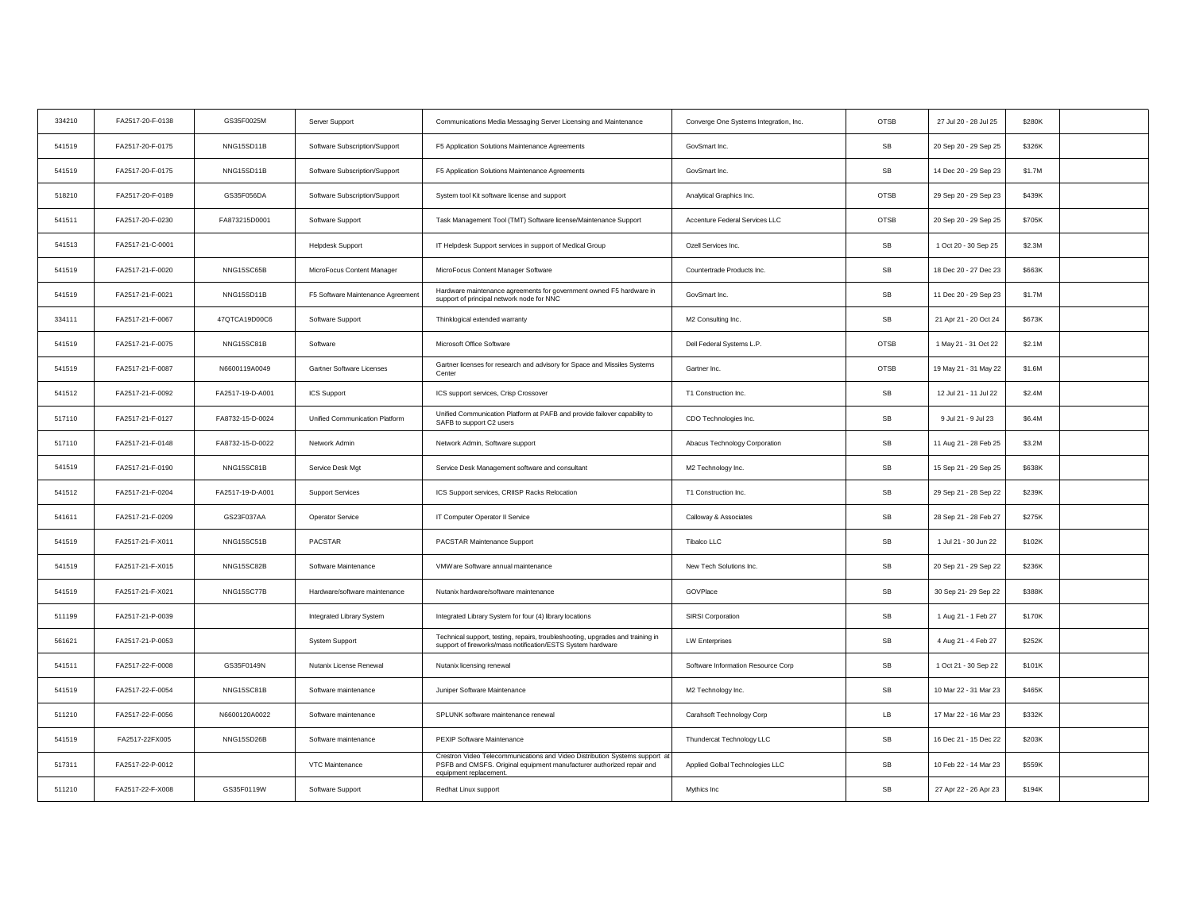| | | | | | | | | | |
|---|---|---|---|---|---|---|---|---|---|
| 334210 | FA2517-20-F-0138 | GS35F0025M | Server Support | Communications Media Messaging Server Licensing and Maintenance | Converge One Systems Integration, Inc. | OTSB | 27 Jul 20 - 28 Jul 25 | $280K | |
| 541519 | FA2517-20-F-0175 | NNG15SD11B | Software Subscription/Support | F5 Application Solutions Maintenance Agreements | GovSmart Inc. | SB | 20 Sep 20 - 29 Sep 25 | $326K | |
| 541519 | FA2517-20-F-0175 | NNG15SD11B | Software Subscription/Support | F5 Application Solutions Maintenance Agreements | GovSmart Inc. | SB | 14 Dec 20 - 29 Sep 23 | $1.7M | |
| 518210 | FA2517-20-F-0189 | GS35F056DA | Software Subscription/Support | System tool Kit software license and support | Analytical Graphics Inc. | OTSB | 29 Sep 20 - 29 Sep 23 | $439K | |
| 541511 | FA2517-20-F-0230 | FA873215D0001 | Software Support | Task Management Tool (TMT) Software license/Maintenance Support | Accenture Federal Services LLC | OTSB | 20 Sep 20 - 29 Sep 25 | $705K | |
| 541513 | FA2517-21-C-0001 | | Helpdesk Support | IT Helpdesk Support services in support of Medical Group | Ozell Services Inc. | SB | 1 Oct 20 - 30 Sep 25 | $2.3M | |
| 541519 | FA2517-21-F-0020 | NNG15SC65B | MicroFocus Content Manager | MicroFocus Content Manager Software | Countertrade Products Inc. | SB | 18 Dec 20 - 27 Dec 23 | $663K | |
| 541519 | FA2517-21-F-0021 | NNG15SD11B | F5 Software Maintenance Agreement | Hardware maintenance agreements for government owned F5 hardware in support of principal network node for NNC | GovSmart Inc. | SB | 11 Dec 20 - 29 Sep 23 | $1.7M | |
| 334111 | FA2517-21-F-0067 | 47QTCA19D00C6 | Software Support | Thinklogical extended warranty | M2 Consulting Inc. | SB | 21 Apr 21 - 20 Oct 24 | $673K | |
| 541519 | FA2517-21-F-0075 | NNG15SC81B | Software | Microsoft Office Software | Dell Federal Systems L.P. | OTSB | 1 May 21 - 31 Oct 22 | $2.1M | |
| 541519 | FA2517-21-F-0087 | N6600119A0049 | Gartner Software Licenses | Gartner licenses for research and advisory for Space and Missiles Systems Center | Gartner Inc. | OTSB | 19 May 21 - 31 May 22 | $1.6M | |
| 541512 | FA2517-21-F-0092 | FA2517-19-D-A001 | ICS Support | ICS support services, Crisp Crossover | T1 Construction Inc. | SB | 12 Jul 21 - 11 Jul 22 | $2.4M | |
| 517110 | FA2517-21-F-0127 | FA8732-15-D-0024 | Unified Communication Platform | Unified Communication Platform at PAFB and provide failover capability to SAFB to support C2 users | CDO Technologies Inc. | SB | 9 Jul 21 - 9 Jul 23 | $6.4M | |
| 517110 | FA2517-21-F-0148 | FA8732-15-D-0022 | Network Admin | Network Admin, Software support | Abacus Technology Corporation | SB | 11 Aug 21 - 28 Feb 25 | $3.2M | |
| 541519 | FA2517-21-F-0190 | NNG15SC81B | Service Desk Mgt | Service Desk Management software and consultant | M2 Technology Inc. | SB | 15 Sep 21 - 29 Sep 25 | $638K | |
| 541512 | FA2517-21-F-0204 | FA2517-19-D-A001 | Support Services | ICS Support services, CRIISP Racks Relocation | T1 Construction Inc. | SB | 29 Sep 21 - 28 Sep 22 | $239K | |
| 541611 | FA2517-21-F-0209 | GS23F037AA | Operator Service | IT Computer Operator II Service | Calloway & Associates | SB | 28 Sep 21 - 28 Feb 27 | $275K | |
| 541519 | FA2517-21-F-X011 | NNG15SC51B | PACSTAR | PACSTAR Maintenance Support | Tibalco LLC | SB | 1 Jul 21 - 30 Jun 22 | $102K | |
| 541519 | FA2517-21-F-X015 | NNG15SC82B | Software Maintenance | VMWare Software annual maintenance | New Tech Solutions Inc. | SB | 20 Sep 21 - 29 Sep 22 | $236K | |
| 541519 | FA2517-21-F-X021 | NNG15SC77B | Hardware/software maintenance | Nutanix hardware/software maintenance | GOVPlace | SB | 30 Sep 21- 29 Sep 22 | $388K | |
| 511199 | FA2517-21-P-0039 | | Integrated Library System | Integrated Library System for four (4) library locations | SIRSI Corporation | SB | 1 Aug 21 - 1 Feb 27 | $170K | |
| 561621 | FA2517-21-P-0053 | | System Support | Technical support, testing, repairs, troubleshooting, upgrades and training in support of fireworks/mass notification/ESTS System hardware | LW Enterprises | SB | 4 Aug 21 - 4 Feb 27 | $252K | |
| 541511 | FA2517-22-F-0008 | GS35F0149N | Nutanix License Renewal | Nutanix licensing renewal | Software Information Resource Corp | SB | 1 Oct 21 - 30 Sep 22 | $101K | |
| 541519 | FA2517-22-F-0054 | NNG15SC81B | Software maintenance | Juniper Software Maintenance | M2 Technology Inc. | SB | 10 Mar 22 - 31 Mar 23 | $465K | |
| 511210 | FA2517-22-F-0056 | N6600120A0022 | Software maintenance | SPLUNK software maintenance renewal | Carahsoft Technology Corp | LB | 17 Mar 22 - 16 Mar 23 | $332K | |
| 541519 | FA2517-22FX005 | NNG15SD26B | Software maintenance | PEXIP Software Maintenance | Thundercat Technology LLC | SB | 16 Dec 21 - 15 Dec 22 | $203K | |
| 517311 | FA2517-22-P-0012 | | VTC Maintenance | Crestron Video Telecommunications and Video Distribution Systems support at PSFB and CMSFS. Original equipment manufacturer authorized repair and equipment replacement. | Applied Golbal Technologies LLC | SB | 10 Feb 22 - 14 Mar 23 | $559K | |
| 511210 | FA2517-22-F-X008 | GS35F0119W | Software Support | Redhat Linux support | Mythics Inc | SB | 27 Apr 22 - 26 Apr 23 | $194K | |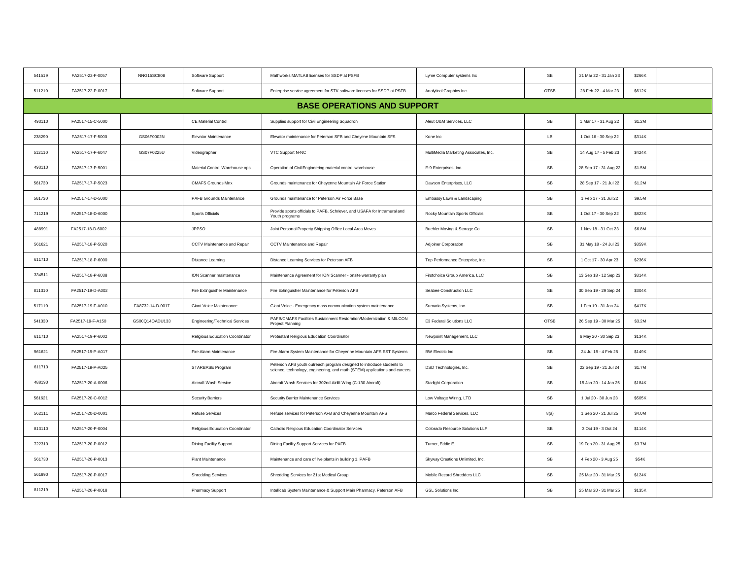| | | | | | | | | | |
|---|---|---|---|---|---|---|---|---|---|
| 541519 | FA2517-22-F-0057 | NNG15SC80B | Software Support | Mathworks MATLAB licenses for SSDP at PSFB | Lyme Computer systems Inc | SB | 21 Mar 22 - 31 Jan 23 | $266K | |
| 511210 | FA2517-22-P-0017 | | Software Support | Enterprise service agreement for STK software licenses for SSDP at PSFB | Analytical Graphics Inc. | OTSB | 28 Feb 22 - 4 Mar 23 | $612K | |
| **BASE OPERATIONS AND SUPPORT** | | | | | | | | | |
| 493110 | FA2517-15-C-5000 | | CE Material Control | Supplies support for Civil Engineering Squadron | Aleut O&M Services, LLC | SB | 1 Mar 17 - 31 Aug 22 | $1.2M | |
| 238290 | FA2517-17-F-5000 | GS06F0002N | Elevator Maintenance | Elevator maintenance for Peterson SFB and Cheyene Mountain SFS | Kone Inc | LB | 1 Oct 16 - 30 Sep 22 | $314K | |
| 512110 | FA2517-17-F-6047 | GS07F0225U | Videographer | VTC Support N-NC | MultiMedia Marketing Associates, Inc. | SB | 14 Aug 17 - 5 Feb 23 | $424K | |
| 493110 | FA2517-17-P-5001 | | Material Control Warehouse ops | Operation of Civil Engineering material control warehouse | E-9 Enterprises, Inc. | SB | 28 Sep 17 - 31 Aug 22 | $1.5M | |
| 561730 | FA2517-17-P-5023 | | CMAFS Grounds Mnx | Grounds maintenance for Cheyenne Mountain Air Force Station | Dawson Enterprises, LLC | SB | 28 Sep 17 - 21 Jul 22 | $1.2M | |
| 561730 | FA2517-17-D-5000 | | PAFB Grounds Maintenance | Grounds maintenance for Peterson Air Force Base | Embassy Lawn & Landscaping | SB | 1 Feb 17 - 31 Jul 22 | $9.5M | |
| 711219 | FA2517-18-D-6000 | | Sports Officials | Provide sports officials to PAFB, Schriever, and USAFA for Intramural and Youth programs | Rocky Mountain Sports Officials | SB | 1 Oct 17 - 30 Sep 22 | $823K | |
| 488991 | FA2517-18-D-6002 | | JPPSO | Joint Personal Property Shipping Office Local Area Moves | Buehler Moving & Storage Co | SB | 1 Nov 18 - 31 Oct 23 | $6.8M | |
| 561621 | FA2517-18-P-5020 | | CCTV Maintenance and Repair | CCTV Maintenance and Repair | Adjoiner Corporation | SB | 31 May 18 - 24 Jul 23 | $359K | |
| 611710 | FA2517-18-P-6000 | | Distance Learning | Distance Learning Services for Peterson AFB | Top Performance Enterprise, Inc. | SB | 1 Oct 17 - 30 Apr 23 | $236K | |
| 334511 | FA2517-18-P-6038 | | ION Scanner maintenance | Maintenance Agreement for ION Scanner - onsite warranty plan | Firstchoice Group America, LLC | SB | 13 Sep 18 - 12 Sep 23 | $314K | |
| 811310 | FA2517-19-D-A002 | | Fire Extinguisher Maintenance | Fire Extinguisher Maintenance for Peterson AFB | Seabee Construction LLC | SB | 30 Sep 19 - 29 Sep 24 | $304K | |
| 517110 | FA2517-19-F-A010 | FA8732-14-D-0017 | Giant Voice Maintenance | Giant Voice - Emergency mass communication system maintenance | Sumaria Systems, Inc. | SB | 1 Feb 19 - 31 Jan 24 | $417K | |
| 541330 | FA2517-19-F-A150 | GS00Q14OADU133 | Engineering/Technical Services | PAFB/CMAFS Facilities Sustainment Restoration/Modernization & MILCON Project Planning | E3 Federal Solutions LLC | OTSB | 26 Sep 19 - 30 Mar 25 | $3.2M | |
| 611710 | FA2517-19-P-6002 | | Religious Education Coordinator | Protestant Religious Education Coordinator | Newpoint Management, LLC | SB | 6 May 20 - 30 Sep 23 | $134K | |
| 561621 | FA2517-19-P-A017 | | Fire Alarm Maintenance | Fire Alarm System Maintenance for Cheyenne Mountain AFS EST Systems | BW Electric Inc. | SB | 24 Jul 19 - 4 Feb 25 | $149K | |
| 611710 | FA2517-19-P-A025 | | STARBASE Program | Peterson AFB youth outreach program designed to introduce students to science, technology, engineering, and math (STEM) applications and careers. | DSD Technologies, Inc. | SB | 22 Sep 19 - 21 Jul 24 | $1.7M | |
| 488190 | FA2517-20-A-0006 | | Aircraft Wash Service | Aircraft Wash Services for 302nd Airlift Wing (C-130 Aircraft) | Starlight Corporation | SB | 15 Jan 20 - 14 Jan 25 | $184K | |
| 561621 | FA2517-20-C-0012 | | Security Barriers | Security Barrier Maintenance Services | Low Voltage Wiring, LTD | SB | 1 Jul 20 - 30 Jun 23 | $505K | |
| 562111 | FA2517-20-D-0001 | | Refuse Services | Refuse services for Peterson AFB and Cheyenne Mountain AFS | Marco Federal Services, LLC | 8(a) | 1 Sep 20 - 21 Jul 25 | $4.0M | |
| 813110 | FA2517-20-P-0004 | | Religious Education Coordinator | Catholic Religious Education Coordinator Services | Colorado Resource Solutions LLP | SB | 3 Oct 19 - 3 Oct 24 | $114K | |
| 722310 | FA2517-20-P-0012 | | Dining Facility Support | Dining Facility Support Services for PAFB | Turner, Eddie E. | SB | 19 Feb 20 - 31 Aug 25 | $3.7M | |
| 561730 | FA2517-20-P-0013 | | Plant Maintenance | Maintenance and care of live plants in building 1, PAFB | Skyway Creations Unlimited, Inc. | SB | 4 Feb 20 - 3 Aug 25 | $54K | |
| 561990 | FA2517-20-P-0017 | | Shredding Services | Shredding Services for 21st Medical Group | Mobile Record Shredders LLC | SB | 25 Mar 20 - 31 Mar 25 | $124K | |
| 811219 | FA2517-20-P-0018 | | Pharmacy Support | Intellicab System Maintenance & Support Main Pharmacy, Peterson AFB | GSL Solutions Inc. | SB | 25 Mar 20 - 31 Mar 25 | $135K | |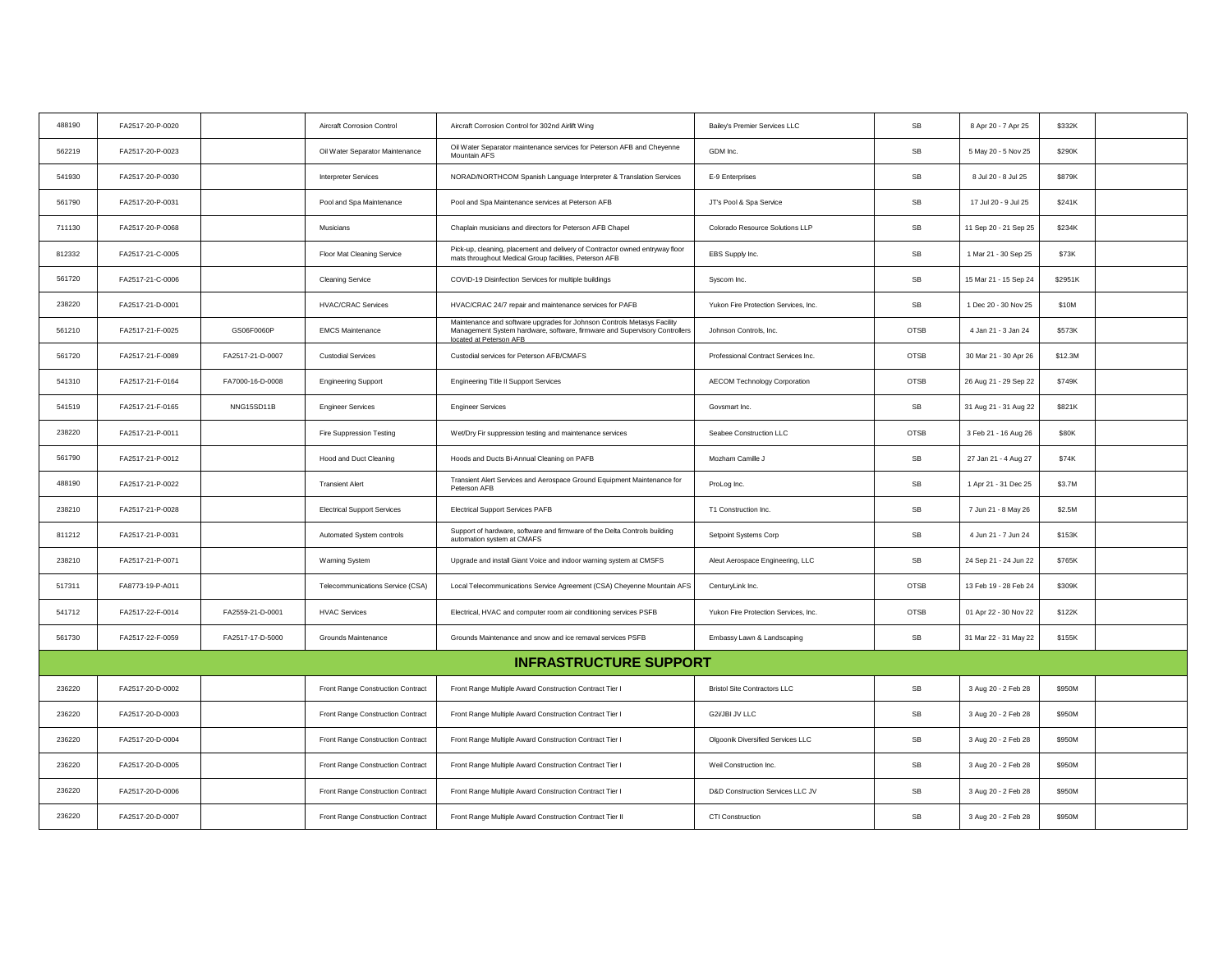| | | | | | | | | | |
|---|---|---|---|---|---|---|---|---|---|
| 488190 | FA2517-20-P-0020 | | Aircraft Corrosion Control | Aircraft Corrosion Control for 302nd Airlift Wing | Bailey's Premier Services LLC | SB | 8 Apr 20 - 7 Apr 25 | $332K | |
| 562219 | FA2517-20-P-0023 | | Oil Water Separator Maintenance | Oil Water Separator maintenance services for Peterson AFB and Cheyenne Mountain AFS | GDM Inc. | SB | 5 May 20 - 5 Nov 25 | $290K | |
| 541930 | FA2517-20-P-0030 | | Interpreter Services | NORAD/NORTHCOM Spanish Language Interpreter & Translation Services | E-9 Enterprises | SB | 8 Jul 20 - 8 Jul 25 | $879K | |
| 561790 | FA2517-20-P-0031 | | Pool and Spa Maintenance | Pool and Spa Maintenance services at Peterson AFB | JT's Pool & Spa Service | SB | 17 Jul 20 - 9 Jul 25 | $241K | |
| 711130 | FA2517-20-P-0068 | | Musicians | Chaplain musicians and directors for Peterson AFB Chapel | Colorado Resource Solutions LLP | SB | 11 Sep 20 - 21 Sep 25 | $234K | |
| 812332 | FA2517-21-C-0005 | | Floor Mat Cleaning Service | Pick-up, cleaning, placement and delivery of Contractor owned entryway floor mats throughout Medical Group facilities, Peterson AFB | EBS Supply Inc. | SB | 1 Mar 21 - 30 Sep 25 | $73K | |
| 561720 | FA2517-21-C-0006 | | Cleaning Service | COVID-19 Disinfection Services for multiple buildings | Syscom Inc. | SB | 15 Mar 21 - 15 Sep 24 | $2951K | |
| 238220 | FA2517-21-D-0001 | | HVAC/CRAC Services | HVAC/CRAC 24/7 repair and maintenance services for PAFB | Yukon Fire Protection Services, Inc. | SB | 1 Dec 20 - 30 Nov 25 | $10M | |
| 561210 | FA2517-21-F-0025 | GS06F0060P | EMCS Maintenance | Maintenance and software upgrades for Johnson Controls Metasys Facility Management System hardware, software, firmware and Supervisory Controllers located at Peterson AFB | Johnson Controls, Inc. | OTSB | 4 Jan 21 - 3 Jan 24 | $573K | |
| 561720 | FA2517-21-F-0089 | FA2517-21-D-0007 | Custodial Services | Custodial services for Peterson AFB/CMAFS | Professional Contract Services Inc. | OTSB | 30 Mar 21 - 30 Apr 26 | $12.3M | |
| 541310 | FA2517-21-F-0164 | FA7000-16-D-0008 | Engineering Support | Engineering Title II Support Services | AECOM Technology Corporation | OTSB | 26 Aug 21 - 29 Sep 22 | $749K | |
| 541519 | FA2517-21-F-0165 | NNG15SD11B | Engineer Services | Engineer Services | Govsmart Inc. | SB | 31 Aug 21 - 31 Aug 22 | $821K | |
| 238220 | FA2517-21-P-0011 | | Fire Suppression Testing | Wet/Dry Fir suppression testing and maintenance services | Seabee Construction LLC | OTSB | 3 Feb 21 - 16 Aug 26 | $80K | |
| 561790 | FA2517-21-P-0012 | | Hood and Duct Cleaning | Hoods and Ducts Bi-Annual Cleaning on PAFB | Mozham Camille J | SB | 27 Jan 21 - 4 Aug 27 | $74K | |
| 488190 | FA2517-21-P-0022 | | Transient Alert | Transient Alert Services and Aerospace Ground Equipment Maintenance for Peterson AFB | ProLog Inc. | SB | 1 Apr 21 - 31 Dec 25 | $3.7M | |
| 238210 | FA2517-21-P-0028 | | Electrical Support Services | Electrical Support Services PAFB | T1 Construction Inc. | SB | 7 Jun 21 - 8 May 26 | $2.5M | |
| 811212 | FA2517-21-P-0031 | | Automated System controls | Support of hardware, software and firmware of the Delta Controls building automation system at CMAFS | Setpoint Systems Corp | SB | 4 Jun 21 - 7 Jun 24 | $153K | |
| 238210 | FA2517-21-P-0071 | | Warning System | Upgrade and install Giant Voice and indoor warning system at CMSFS | Aleut Aerospace Engineering, LLC | SB | 24 Sep 21 - 24 Jun 22 | $765K | |
| 517311 | FA8773-19-P-A011 | | Telecommunications Service (CSA) | Local Telecommunications Service Agreement (CSA) Cheyenne Mountain AFS | CenturyLink Inc. | OTSB | 13 Feb 19 - 28 Feb 24 | $309K | |
| 541712 | FA2517-22-F-0014 | FA2559-21-D-0001 | HVAC Services | Electrical, HVAC and computer room air conditioning services PSFB | Yukon Fire Protection Services, Inc. | OTSB | 01 Apr 22 - 30 Nov 22 | $122K | |
| 561730 | FA2517-22-F-0059 | FA2517-17-D-5000 | Grounds Maintenance | Grounds Maintenance and snow and ice remaval services PSFB | Embassy Lawn & Landscaping | SB | 31 Mar 22 - 31 May 22 | $155K | |
| **INFRASTRUCTURE SUPPORT** | | | | | | | | | |
| 236220 | FA2517-20-D-0002 | | Front Range Construction Contract | Front Range Multiple Award Construction Contract Tier I | Bristol Site Contractors LLC | SB | 3 Aug 20 - 2 Feb 28 | $950M | |
| 236220 | FA2517-20-D-0003 | | Front Range Construction Contract | Front Range Multiple Award Construction Contract Tier I | G2i/JBI JV LLC | SB | 3 Aug 20 - 2 Feb 28 | $950M | |
| 236220 | FA2517-20-D-0004 | | Front Range Construction Contract | Front Range Multiple Award Construction Contract Tier I | Olgoonik Diversified Services LLC | SB | 3 Aug 20 - 2 Feb 28 | $950M | |
| 236220 | FA2517-20-D-0005 | | Front Range Construction Contract | Front Range Multiple Award Construction Contract Tier I | Weil Construction Inc. | SB | 3 Aug 20 - 2 Feb 28 | $950M | |
| 236220 | FA2517-20-D-0006 | | Front Range Construction Contract | Front Range Multiple Award Construction Contract Tier I | D&D Construction Services LLC JV | SB | 3 Aug 20 - 2 Feb 28 | $950M | |
| 236220 | FA2517-20-D-0007 | | Front Range Construction Contract | Front Range Multiple Award Construction Contract Tier II | CTI Construction | SB | 3 Aug 20 - 2 Feb 28 | $950M | |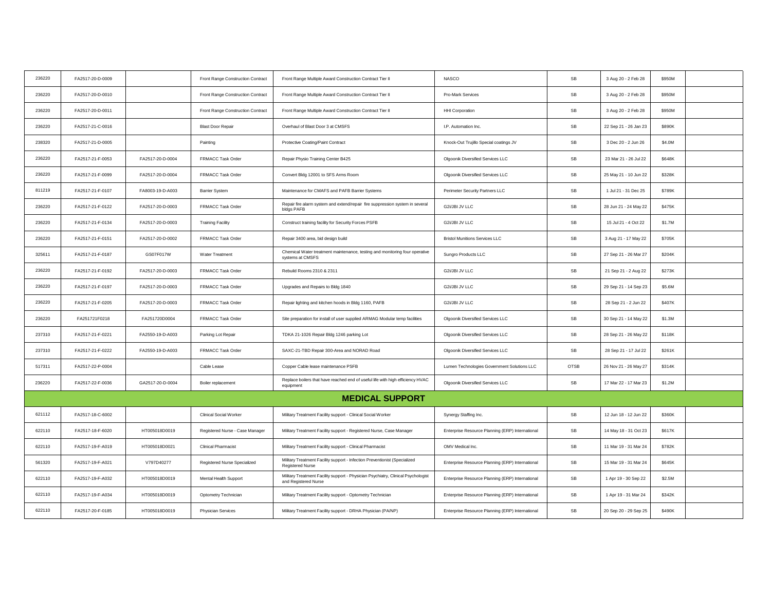| | | | | | | | | | |
|---|---|---|---|---|---|---|---|---|---|
| 236220 | FA2517-20-D-0009 | | Front Range Construction Contract | Front Range Multiple Award Construction Contract Tier II | NASCO | SB | 3 Aug 20 - 2 Feb 28 | $950M | |
| 236220 | FA2517-20-D-0010 | | Front Range Construction Contract | Front Range Multiple Award Construction Contract Tier II | Pro-Mark Services | SB | 3 Aug 20 - 2 Feb 28 | $950M | |
| 236220 | FA2517-20-D-0011 | | Front Range Construction Contract | Front Range Multiple Award Construction Contract Tier II | HHI Corporation | SB | 3 Aug 20 - 2 Feb 28 | $950M | |
| 236220 | FA2517-21-C-0016 | | Blast Door Repair | Overhaul of Blast Door 3 at CMSFS | I.P. Automation Inc. | SB | 22 Sep 21 - 26 Jan 23 | $890K | |
| 238320 | FA2517-21-D-0005 | | Painting | Protective Coating/Paint Contract | Knock-Out Trujillo Special coatings JV | SB | 3 Dec 20 - 2 Jun 26 | $4.0M | |
| 236220 | FA2517-21-F-0053 | FA2517-20-D-0004 | FRMACC Task Order | Repair Physio Training Center B425 | Olgoonik Diversified Services LLC | SB | 23 Mar 21 - 26 Jul 22 | $648K | |
| 236220 | FA2517-21-F-0099 | FA2517-20-D-0004 | FRMACC Task Order | Convert Bldg 12001 to SFS Arms Room | Olgoonik Diversified Services LLC | SB | 25 May 21 - 10 Jun 22 | $328K | |
| 811219 | FA2517-21-F-0107 | FA8003-19-D-A003 | Barrier System | Maintenance for CMAFS and PAFB Barrier Systems | Perimeter Security Partners LLC | SB | 1 Jul 21 - 31 Dec 25 | $789K | |
| 236220 | FA2517-21-F-0122 | FA2517-20-D-0003 | FRMACC Task Order | Repair fire alarm system and extend/repair fire suppression system in several bldgs PAFB | G2i/JBI JV LLC | SB | 28 Jun 21 - 24 May 22 | $475K | |
| 236220 | FA2517-21-F-0134 | FA2517-20-D-0003 | Training Facility | Construct training facility for Security Forces PSFB | G2i/JBI JV LLC | SB | 15 Jul 21 - 4 Oct 22 | $1.7M | |
| 236220 | FA2517-21-F-0151 | FA2517-20-D-0002 | FRMACC Task Order | Repair 3400 area, bid design build | Bristol Munitions Services LLC | SB | 3 Aug 21 - 17 May 22 | $705K | |
| 325611 | FA2517-21-F-0187 | GS07F017W | Water Treatment | Chemical Water treatment maintenance, testing and monitoring four operative systems at CMSFS | Sungro Products LLC | SB | 27 Sep 21 - 26 Mar 27 | $204K | |
| 236220 | FA2517-21-F-0192 | FA2517-20-D-0003 | FRMACC Task Order | Rebuild Rooms 2310 & 2311 | G2i/JBI JV LLC | SB | 21 Sep 21 - 2 Aug 22 | $273K | |
| 236220 | FA2517-21-F-0197 | FA2517-20-D-0003 | FRMACC Task Order | Upgrades and Repairs to Bldg 1840 | G2i/JBI JV LLC | SB | 29 Sep 21 - 14 Sep 23 | $5.6M | |
| 236220 | FA2517-21-F-0205 | FA2517-20-D-0003 | FRMACC Task Order | Repair lighting and kitchen hoods in Bldg 1160, PAFB | G2i/JBI JV LLC | SB | 28 Sep 21 - 2 Jun 22 | $407K | |
| 236220 | FA251721F0218 | FA251720D0004 | FRMACC Task Order | Site preparation for install of user supplied ARMAG Modular temp facilities | Olgoonik Diversified Services LLC | SB | 30 Sep 21 - 14 May 22 | $1.3M | |
| 237310 | FA2517-21-F-0221 | FA2550-19-D-A003 | Parking Lot Repair | TDKA 21-1026 Repair Bldg 1246 parking Lot | Olgoonik Diversified Services LLC | SB | 28 Sep 21 - 26 May 22 | $118K | |
| 237310 | FA2517-21-F-0222 | FA2550-19-D-A003 | FRMACC Task Order | SAXC-21-TBD Repair 300-Area and NORAD Road | Olgoonik Diversified Services LLC | SB | 28 Sep 21 - 17 Jul 22 | $261K | |
| 517311 | FA2517-22-P-0004 | | Cable Lease | Copper Cable lease maintenance PSFB | Lumen Technologies Government Solutions LLC | OTSB | 26 Nov 21 - 26 May 27 | $314K | |
| 236220 | FA2517-22-F-0036 | GA2517-20-D-0004 | Boiler replacement | Replace boilers that have reached end of useful life with high efficiency HVAC equipment | Olgoonik Diversified Services LLC | SB | 17 Mar 22 - 17 Mar 23 | $1.2M | |
| **MEDICAL SUPPORT** | | | | | | | | | |
| 621112 | FA2517-18-C-6002 | | Clinical Social Worker | Military Treatment Facility support - Clinical Social Worker | Synergy Staffing Inc. | SB | 12 Jun 18 - 12 Jun 22 | $360K | |
| 622110 | FA2517-18-F-6020 | HT005018D0019 | Registered Nurse - Case Manager | Military Treatment Facility support - Registered Nurse, Case Manager | Enterprise Resource Planning (ERP) International | SB | 14 May 18 - 31 Oct 23 | $617K | |
| 622110 | FA2517-19-F-A019 | HT005018D0021 | Clinical Pharmacist | Military Treatment Facility support - Clinical Pharmacist | OMV Medical Inc. | SB | 11 Mar 19 - 31 Mar 24 | $782K | |
| 561320 | FA2517-19-F-A021 | V797D40277 | Registered Nurse Specialized | Military Treatment Facility support - Infection Preventionist (Specialized Registered Nurse | Enterprise Resource Planning (ERP) International | SB | 15 Mar 19 - 31 Mar 24 | $645K | |
| 622110 | FA2517-19-F-A032 | HT005018D0019 | Mental Health Support | Military Treatment Facility support - Physician Psychiatry, Clinical Psychologist and Registered Nurse | Enterprise Resource Planning (ERP) International | SB | 1 Apr 19 - 30 Sep 22 | $2.5M | |
| 622110 | FA2517-19-F-A034 | HT005018D0019 | Optometry Technician | Military Treatment Facility support - Optometry Technician | Enterprise Resource Planning (ERP) International | SB | 1 Apr 19 - 31 Mar 24 | $342K | |
| 622110 | FA2517-20-F-0185 | HT005018D0019 | Physician Services | Military Treatment Facility support - DRHA Physician (PA/NP) | Enterprise Resource Planning (ERP) International | SB | 20 Sep 20 - 29 Sep 25 | $490K | |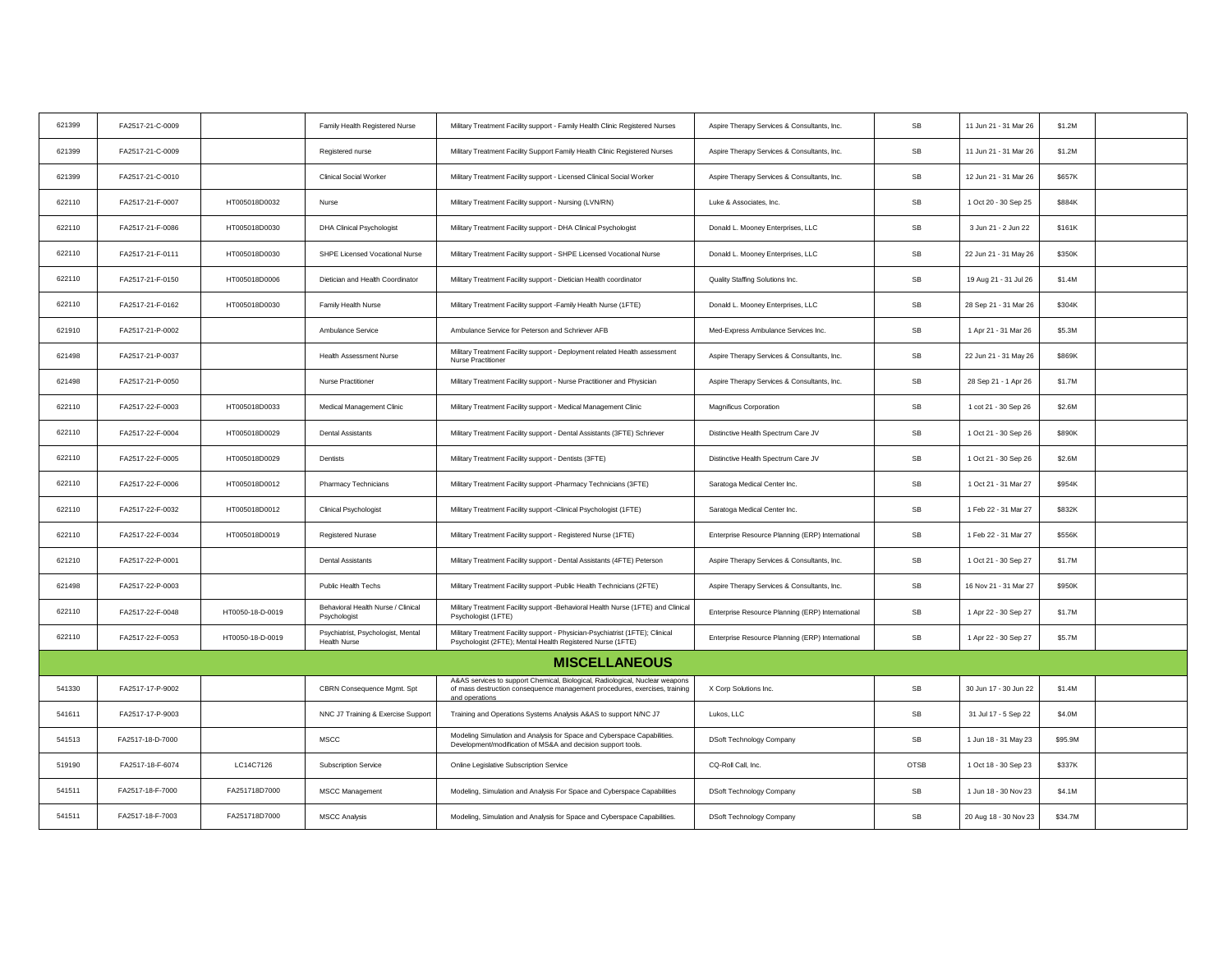| | | | | | | | | | |
|---|---|---|---|---|---|---|---|---|---|
| 621399 | FA2517-21-C-0009 | | Family Health Registered Nurse | Military Treatment Facility support - Family Health Clinic Registered Nurses | Aspire Therapy Services & Consultants, Inc. | SB | 11 Jun 21 - 31 Mar 26 | $1.2M | |
| 621399 | FA2517-21-C-0009 | | Registered nurse | Military Treatment Facility Support Family Health Clinic Registered Nurses | Aspire Therapy Services & Consultants, Inc. | SB | 11 Jun 21 - 31 Mar 26 | $1.2M | |
| 621399 | FA2517-21-C-0010 | | Clinical Social Worker | Military Treatment Facility support - Licensed Clinical Social Worker | Aspire Therapy Services & Consultants, Inc. | SB | 12 Jun 21 - 31 Mar 26 | $657K | |
| 622110 | FA2517-21-F-0007 | HT005018D0032 | Nurse | Military Treatment Facility support - Nursing (LVN/RN) | Luke & Associates, Inc. | SB | 1 Oct 20 - 30 Sep 25 | $884K | |
| 622110 | FA2517-21-F-0086 | HT005018D0030 | DHA Clinical Psychologist | Military Treatment Facility support - DHA Clinical Psychologist | Donald L. Mooney Enterprises, LLC | SB | 3 Jun 21 - 2 Jun 22 | $161K | |
| 622110 | FA2517-21-F-0111 | HT005018D0030 | SHPE Licensed Vocational Nurse | Military Treatment Facility support - SHPE Licensed Vocational Nurse | Donald L. Mooney Enterprises, LLC | SB | 22 Jun 21 - 31 May 26 | $350K | |
| 622110 | FA2517-21-F-0150 | HT005018D0006 | Dietician and Health Coordinator | Military Treatment Facility support - Dietician Health coordinator | Quality Staffing Solutions Inc. | SB | 19 Aug 21 - 31 Jul 26 | $1.4M | |
| 622110 | FA2517-21-F-0162 | HT005018D0030 | Family Health Nurse | Military Treatment Facility support -Family Health Nurse (1FTE) | Donald L. Mooney Enterprises, LLC | SB | 28 Sep 21 - 31 Mar 26 | $304K | |
| 621910 | FA2517-21-P-0002 | | Ambulance Service | Ambulance Service for Peterson and Schriever AFB | Med-Express Ambulance Services Inc. | SB | 1 Apr 21 - 31 Mar 26 | $5.3M | |
| 621498 | FA2517-21-P-0037 | | Health Assessment Nurse | Military Treatment Facility support - Deployment related Health assessment Nurse Practitioner | Aspire Therapy Services & Consultants, Inc. | SB | 22 Jun 21 - 31 May 26 | $869K | |
| 621498 | FA2517-21-P-0050 | | Nurse Practitioner | Military Treatment Facility support - Nurse Practitioner and Physician | Aspire Therapy Services & Consultants, Inc. | SB | 28 Sep 21 - 1 Apr 26 | $1.7M | |
| 622110 | FA2517-22-F-0003 | HT005018D0033 | Medical Management Clinic | Military Treatment Facility support - Medical Management Clinic | Magnificus Corporation | SB | 1 cot 21 - 30 Sep 26 | $2.6M | |
| 622110 | FA2517-22-F-0004 | HT005018D0029 | Dental Assistants | Military Treatment Facility support - Dental Assistants (3FTE) Schriever | Distinctive Health Spectrum Care JV | SB | 1 Oct 21 - 30 Sep 26 | $890K | |
| 622110 | FA2517-22-F-0005 | HT005018D0029 | Dentists | Military Treatment Facility support - Dentists (3FTE) | Distinctive Health Spectrum Care JV | SB | 1 Oct 21 - 30 Sep 26 | $2.6M | |
| 622110 | FA2517-22-F-0006 | HT005018D0012 | Pharmacy Technicians | Military Treatment Facility support -Pharmacy Technicians (3FTE) | Saratoga Medical Center Inc. | SB | 1 Oct 21 - 31 Mar 27 | $954K | |
| 622110 | FA2517-22-F-0032 | HT005018D0012 | Clinical Psychologist | Military Treatment Facility support -Clinical Psychologist (1FTE) | Saratoga Medical Center Inc. | SB | 1 Feb 22 - 31 Mar 27 | $832K | |
| 622110 | FA2517-22-F-0034 | HT005018D0019 | Registered Nurase | Military Treatment Facility support - Registered Nurse (1FTE) | Enterprise Resource Planning (ERP) International | SB | 1 Feb 22 - 31 Mar 27 | $556K | |
| 621210 | FA2517-22-P-0001 | | Dental Assistants | Military Treatment Facility support - Dental Assistants (4FTE) Peterson | Aspire Therapy Services & Consultants, Inc. | SB | 1 Oct 21 - 30 Sep 27 | $1.7M | |
| 621498 | FA2517-22-P-0003 | | Public Health Techs | Military Treatment Facility support -Public Health Technicians (2FTE) | Aspire Therapy Services & Consultants, Inc. | SB | 16 Nov 21 - 31 Mar 27 | $950K | |
| 622110 | FA2517-22-F-0048 | HT0050-18-D-0019 | Behavioral Health Nurse / Clinical Psychologist | Military Treatment Facility support -Behavioral Health Nurse (1FTE) and Clinical Psychologist (1FTE) | Enterprise Resource Planning (ERP) International | SB | 1 Apr 22 - 30 Sep 27 | $1.7M | |
| 622110 | FA2517-22-F-0053 | HT0050-18-D-0019 | Psychiatrist, Psychologist, Mental Health Nurse | Military Treatment Facility support - Physician-Psychiatrist (1FTE); Clinical Psychologist (2FTE); Mental Health Registered Nurse (1FTE) | Enterprise Resource Planning (ERP) International | SB | 1 Apr 22 - 30 Sep 27 | $5.7M | |
| **MISCELLANEOUS** | | | | | | | | | |
| 541330 | FA2517-17-P-9002 | | CBRN Consequence Mgmt. Spt | A&AS services to support Chemical, Biological, Radiological, Nuclear weapons of mass destruction consequence management procedures, exercises, training and operations | X Corp Solutions Inc. | SB | 30 Jun 17 - 30 Jun 22 | $1.4M | |
| 541611 | FA2517-17-P-9003 | | NNC J7 Training & Exercise Support | Training and Operations Systems Analysis A&AS to support N/NC J7 | Lukos, LLC | SB | 31 Jul 17 - 5 Sep 22 | $4.0M | |
| 541513 | FA2517-18-D-7000 | | MSCC | Modeling Simulation and Analysis for Space and Cyberspace Capabilities. Development/modification of MS&A and decision support tools. | DSoft Technology Company | SB | 1 Jun 18 - 31 May 23 | $95.9M | |
| 519190 | FA2517-18-F-6074 | LC14C7126 | Subscription Service | Online Legislative Subscription Service | CQ-Roll Call, Inc. | OTSB | 1 Oct 18 - 30 Sep 23 | $337K | |
| 541511 | FA2517-18-F-7000 | FA251718D7000 | MSCC Management | Modeling, Simulation and Analysis For Space and Cyberspace Capabilities | DSoft Technology Company | SB | 1 Jun 18 - 30 Nov 23 | $4.1M | |
| 541511 | FA2517-18-F-7003 | FA251718D7000 | MSCC Analysis | Modeling, Simulation and Analysis for Space and Cyberspace Capabilities. | DSoft Technology Company | SB | 20 Aug 18 - 30 Nov 23 | $34.7M | |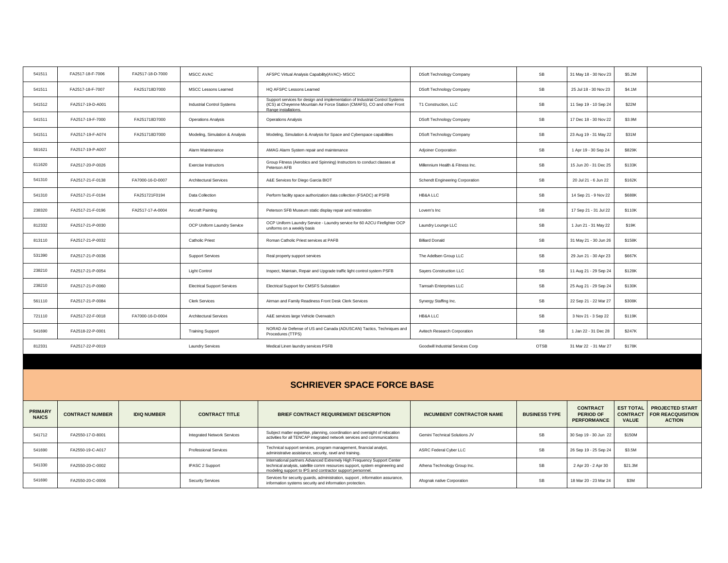| | | | | | | | | | |
|---|---|---|---|---|---|---|---|---|---|
| 541511 | FA2517-18-F-7006 | FA2517-18-D-7000 | MSCC AVAC | AFSPC Virtual Analysis Capability(AVAC)- MSCC | DSoft Technology Company | SB | 31 May 18 - 30 Nov 23 | $5.2M | |
| 541511 | FA2517-18-F-7007 | FA251718D7000 | MSCC Lessons Learned | HQ AFSPC Lessons Learned | DSoft Technology Company | SB | 25 Jul 18 - 30 Nov 23 | $4.1M | |
| 541512 | FA2517-19-D-A001 | | Industrial Control Systems | Support services for design and implementation of Industrial Control Systems (ICS) at Cheyenne Mountain Air Force Station (CMAFS), CO and other Front Range installations. | T1 Construction, LLC | SB | 11 Sep 19 - 10 Sep 24 | $22M | |
| 541511 | FA2517-19-F-7000 | FA251718D7000 | Operations Analysis | Operations Analysis | DSoft Technology Company | SB | 17 Dec 18 - 30 Nov 22 | $3.9M | |
| 541511 | FA2517-19-F-A074 | FA251718D7000 | Modeling, Simulation & Analysis | Modeling, Simulation & Analysis for Space and Cyberspace capabilities | DSoft Technology Company | SB | 23 Aug 19 - 31 May 22 | $31M | |
| 561621 | FA2517-19-P-A007 | | Alarm Maintenance | AMAG Alarm System repair and maintenance | Adjoiner Corporation | SB | 1 Apr 19 - 30 Sep 24 | $829K | |
| 611620 | FA2517-20-P-0026 | | Exercise Instructors | Group Fitness (Aerobics and Spinning) Instructors to conduct classes at Peterson AFB | Millennium Health & Fitness Inc. | SB | 15 Jun 20 - 31 Dec 25 | $133K | |
| 541310 | FA2517-21-F-0138 | FA7000-16-D-0007 | Architectural Services | A&E Services for Diego Garcia BIOT | Schendt Engineering Corporation | SB | 20 Jul 21 - 6 Jun 22 | $162K | |
| 541310 | FA2517-21-F-0194 | FA251721F0194 | Data Collection | Perform facility space authorization data collection (FSADC) at PSFB | HB&A LLC | SB | 14 Sep 21 - 9 Nov 22 | $688K | |
| 238320 | FA2517-21-F-0196 | FA2517-17-A-0004 | Aircraft Painting | Peterson SFB Museum static display repair and restoration | Lovern's Inc | SB | 17 Sep 21 - 31 Jul 22 | $110K | |
| 812332 | FA2517-21-P-0030 | | OCP Uniform Laundry Service | OCP Uniform Laundry Service - Laundry service for 60 A2CU Firefighter OCP uniforms on a weekly basis | Laundry Lounge LLC | SB | 1 Jun 21 - 31 May 22 | $19K | |
| 813110 | FA2517-21-P-0032 | | Catholic Priest | Roman Catholic Priest services at PAFB | Billiard Donald | SB | 31 May 21 - 30 Jun 26 | $158K | |
| 531390 | FA2517-21-P-0036 | | Support Services | Real property support services | The Adellsen Group LLC | SB | 29 Jun 21 - 30 Apr 23 | $667K | |
| 238210 | FA2517-21-P-0054 | | Light Control | Inspect, Maintain, Repair and Upgrade traffic light control system PSFB | Sayers Construction LLC | SB | 11 Aug 21 - 29 Sep 24 | $128K | |
| 238210 | FA2517-21-P-0060 | | Electrical Support Services | Electrical Support for CMSFS Substation | Tamsah Enterprises LLC | SB | 25 Aug 21 - 29 Sep 24 | $130K | |
| 561110 | FA2517-21-P-0084 | | Clerk Services | Airman and Family Readiness Front Desk Clerk Services | Synergy Staffing Inc. | SB | 22 Sep 21 - 22 Mar 27 | $308K | |
| 721110 | FA2517-22-F-0018 | FA7000-16-D-0004 | Architectural Services | A&E services large Vehicle Overwatch | HB&A LLC | SB | 3 Nov 21 - 3 Sep 22 | $119K | |
| 541690 | FA2518-22-P-0001 | | Training Support | NORAD Air Defense of US and Canada (ADUSCAN) Tactics, Techniques and Procedures (TTPS) | Avitech Research Corporation | SB | 1 Jan 22 - 31 Dec 28 | $247K | |
| 812331 | FA2517-22-P-0019 | | Laundry Services | Medical Linen laundry services PSFB | Goodwill Industrial Services Corp | OTSB | 31 Mar 22 - 31 Mar 27 | $178K | |

## SCHRIEVER SPACE FORCE BASE

| PRIMARY NAICS | CONTRACT NUMBER | IDIQ NUMBER | CONTRACT TITLE | BRIEF CONTRACT REQUIREMENT DESCRIPTION | INCUMBENT CONTRACTOR NAME | BUSINESS TYPE | CONTRACT PERIOD OF PERFORMANCE | EST TOTAL CONTRACT VALUE | PROJECTED START FOR REACQUISITION ACTION |
|---|---|---|---|---|---|---|---|---|---|
| 541712 | FA2550-17-D-8001 | | Integrated Network Services | Subject matter expertise, planning, coordination and oversight of relocation activities for all TENCAP integrated network services and communications | Gemini Technical Solutions JV | SB | 30 Sep 19 - 30 Jun 22 | $150M | |
| 541690 | FA2550-19-C-A017 | | Professional Services | Technical support services, program management, financial analyst, administrative assistance, security, ravel and training. | ASRC Federal Cyber LLC | SB | 26 Sep 19 - 25 Sep 24 | $3.5M | |
| 541330 | FA2550-20-C-0002 | | IPASC 2 Support | International partners Advanced Extremely High Frequency Support Center technical analysis, satellite comm resources support, system engineering and modeling support to IPS and contractor support personnel. | Athena Technology Group Inc. | SB | 2 Apr 20 - 2 Apr 30 | $21.3M | |
| 541690 | FA2550-20-C-0006 | | Security Services | Services for security guards, administration, support , information assurance, information systems security and information protection. | Afognak native Corporation | SB | 18 Mar 20 - 23 Mar 24 | $3M | |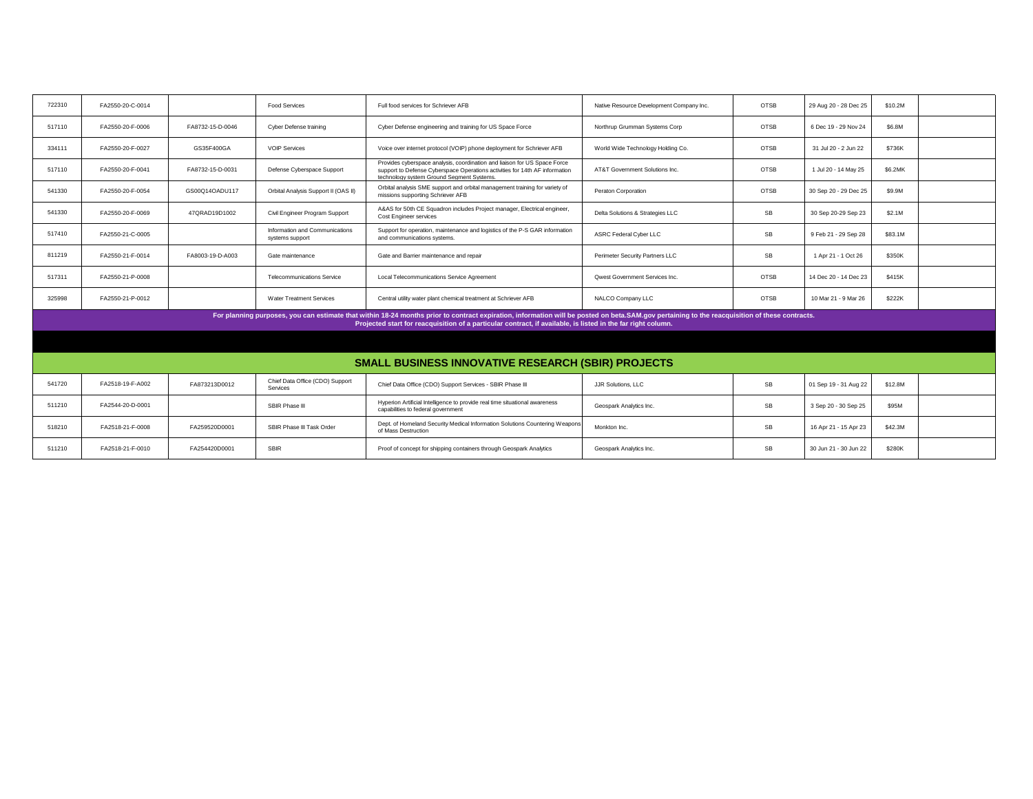| | | | | | | | | | |
|---|---|---|---|---|---|---|---|---|---|
| 722310 | FA2550-20-C-0014 | | Food Services | Full food services for Schriever AFB | Native Resource Development Company Inc. | OTSB | 29 Aug 20 - 28 Dec 25 | $10.2M | |
| 517110 | FA2550-20-F-0006 | FA8732-15-D-0046 | Cyber Defense training | Cyber Defense engineering and training for US Space Force | Northrup Grumman Systems Corp | OTSB | 6 Dec 19 - 29 Nov 24 | $6.8M | |
| 334111 | FA2550-20-F-0027 | GS35F400GA | VOIP Services | Voice over internet protocol (VOIP) phone deployment for Schriever AFB | World Wide Technology Holding Co. | OTSB | 31 Jul 20 - 2 Jun 22 | $736K | |
| 517110 | FA2550-20-F-0041 | FA8732-15-D-0031 | Defense Cyberspace Support | Provides cyberspace analysis, coordination and liaison for US Space Force support to Defense Cyberspace Operations activities for 14th AF information technology system Ground Segment Systems. | AT&T Government Solutions Inc. | OTSB | 1 Jul 20 - 14 May 25 | $6.2MK | |
| 541330 | FA2550-20-F-0054 | GS00Q14OADU117 | Orbital Analysis Support II (OAS II) | Orbital analysis SME support and orbital management training for variety of missions supporting Schriever AFB | Peraton Corporation | OTSB | 30 Sep 20 - 29 Dec 25 | $9.9M | |
| 541330 | FA2550-20-F-0069 | 47QRAD19D1002 | Civil Engineer Program Support | A&AS for 50th CE Squadron includes Project manager, Electrical engineer, Cost Engineer services | Delta Solutions & Strategies LLC | SB | 30 Sep 20-29 Sep 23 | $2.1M | |
| 517410 | FA2550-21-C-0005 | | Information and Communications systems support | Support for operation, maintenance and logistics of the P-S GAR information and communications systems. | ASRC Federal Cyber LLC | SB | 9 Feb 21 - 29 Sep 28 | $83.1M | |
| 811219 | FA2550-21-F-0014 | FA8003-19-D-A003 | Gate maintenance | Gate and Barrier maintenance and repair | Perimeter Security Partners LLC | SB | 1 Apr 21 - 1 Oct 26 | $350K | |
| 517311 | FA2550-21-P-0008 | | Telecommunications Service | Local Telecommunications Service Agreement | Qwest Government Services Inc. | OTSB | 14 Dec 20 - 14 Dec 23 | $415K | |
| 325998 | FA2550-21-P-0012 | | Water Treatment Services | Central utility water plant chemical treatment at Schriever AFB | NALCO Company LLC | OTSB | 10 Mar 21 - 9 Mar 26 | $222K | |

**For planning purposes, you can estimate that within 18-24 months prior to contract expiration, information will be posted on beta.SAM.gov pertaining to the reacquisition of these contracts. Projected start for reacquisition of a particular contract, if available, is listed in the far right column.**

## SMALL BUSINESS INNOVATIVE RESEARCH (SBIR) PROJECTS

| | | | | | | | | | |
|---|---|---|---|---|---|---|---|---|---|
| 541720 | FA2518-19-F-A002 | FA873213D0012 | Chief Data Office (CDO) Support Services | Chief Data Office (CDO) Support Services - SBIR Phase III | JJR Solutions, LLC | SB | 01 Sep 19 - 31 Aug 22 | $12.8M | |
| 511210 | FA2544-20-D-0001 | | SBIR Phase III | Hyperion Artificial Intelligence to provide real time situational awareness capabilities to federal government | Geospark Analytics Inc. | SB | 3 Sep 20 - 30 Sep 25 | $95M | |
| 518210 | FA2518-21-F-0008 | FA259520D0001 | SBIR Phase III Task Order | Dept. of Homeland Security Medical Information Solutions Countering Weapons of Mass Destruction | Monkton Inc. | SB | 16 Apr 21 - 15 Apr 23 | $42.3M | |
| 511210 | FA2518-21-F-0010 | FA254420D0001 | SBIR | Proof of concept for shipping containers through Geospark Analytics | Geospark Analytics Inc. | SB | 30 Jun 21 - 30 Jun 22 | $280K | |